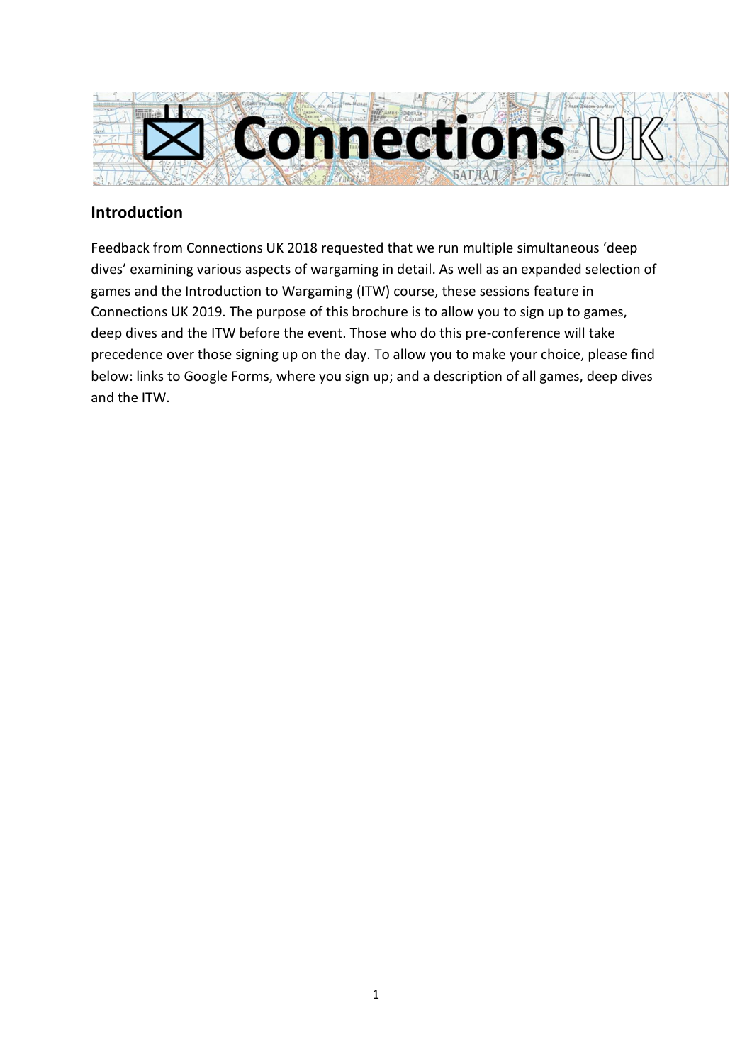# Connections UK

## Introduction

Feedback from Connections UK 2018 requested that we run multiple simultaneous 'deep dives' examining various aspects of wargaming in detail. As well as an expanded selection of games and the Introduction to Wargaming (ITW) course, these sessions feature in Connections UK 2019. The purpose of this brochure is to allow you to sign up to games, deep dives and the ITW before the event. Those who do this pre-conference will take precedence over those signing up on the day. To allow you to make your choice, please find below: links to Google Forms, where you sign up; and a description of all games, deep dives and the ITW.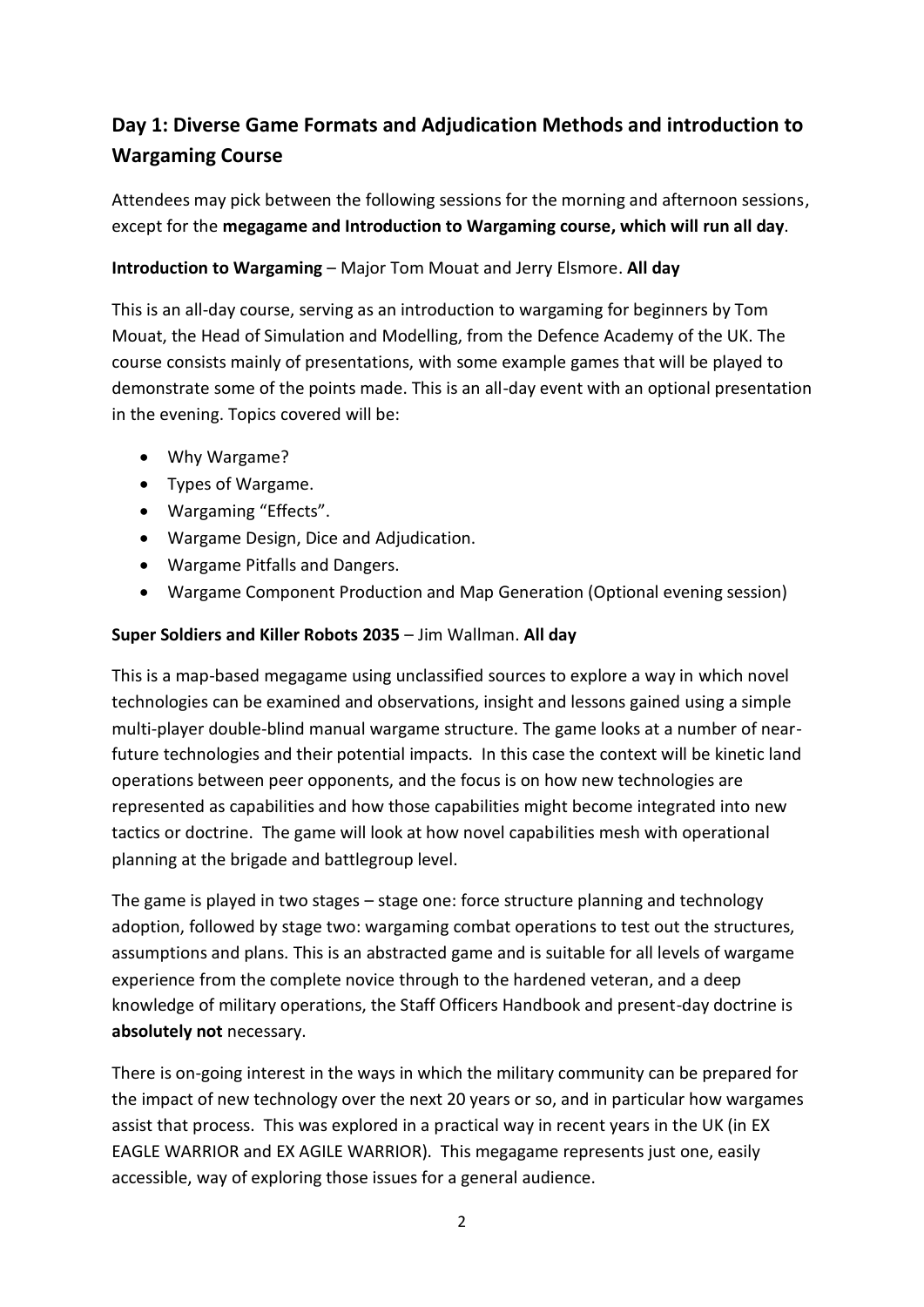## Day 1: Diverse Game Formats and Adjudication Methods and introduction to Wargaming Course

Attendees may pick between the following sessions for the morning and afternoon sessions, except for the **megagame and Introduction to Wargaming course, which will run all day**.

**Introduction to Wargaming** – Major Tom Mouat and Jerry Elsmore. **All day**

This is an all-day course, serving as an introduction to wargaming for beginners by Tom Mouat, the Head of Simulation and Modelling, from the Defence Academy of the UK. The course consists mainly of presentations, with some example games that will be played to demonstrate some of the points made. This is an all-day event with an optional presentation in the evening. Topics covered will be:

- Why Wargame?
- Types of Wargame.
- Wargaming "Effects".
- Wargame Design, Dice and Adjudication.
- Wargame Pitfalls and Dangers.
- Wargame Component Production and Map Generation (Optional evening session)

**Super Soldiers and Killer Robots 2035** – Jim Wallman. **All day**

This is a map-based megagame using unclassified sources to explore a way in which novel technologies can be examined and observations, insight and lessons gained using a simple multi-player double-blind manual wargame structure. The game looks at a number of near-future technologies and their potential impacts. In this case the context will be kinetic land operations between peer opponents, and the focus is on how new technologies are represented as capabilities and how those capabilities might become integrated into new tactics or doctrine. The game will look at how novel capabilities mesh with operational planning at the brigade and battlegroup level.

The game is played in two stages – stage one: force structure planning and technology adoption, followed by stage two: wargaming combat operations to test out the structures, assumptions and plans. This is an abstracted game and is suitable for all levels of wargame experience from the complete novice through to the hardened veteran, and a deep knowledge of military operations, the Staff Officers Handbook and present-day doctrine is **absolutely not** necessary.

There is on-going interest in the ways in which the military community can be prepared for the impact of new technology over the next 20 years or so, and in particular how wargames assist that process. This was explored in a practical way in recent years in the UK (in EX EAGLE WARRIOR and EX AGILE WARRIOR). This megagame represents just one, easily accessible, way of exploring those issues for a general audience.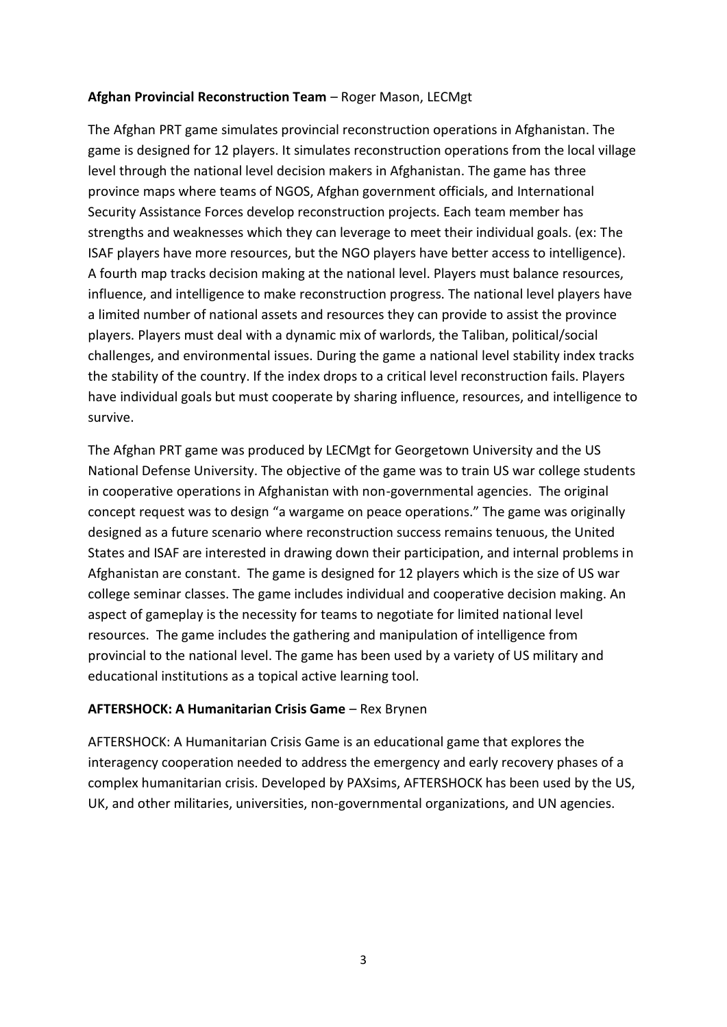**Afghan Provincial Reconstruction Team** – Roger Mason, LECMgt

The Afghan PRT game simulates provincial reconstruction operations in Afghanistan. The game is designed for 12 players. It simulates reconstruction operations from the local village level through the national level decision makers in Afghanistan. The game has three province maps where teams of NGOS, Afghan government officials, and International Security Assistance Forces develop reconstruction projects. Each team member has strengths and weaknesses which they can leverage to meet their individual goals. (ex: The ISAF players have more resources, but the NGO players have better access to intelligence). A fourth map tracks decision making at the national level. Players must balance resources, influence, and intelligence to make reconstruction progress. The national level players have a limited number of national assets and resources they can provide to assist the province players. Players must deal with a dynamic mix of warlords, the Taliban, political/social challenges, and environmental issues. During the game a national level stability index tracks the stability of the country. If the index drops to a critical level reconstruction fails. Players have individual goals but must cooperate by sharing influence, resources, and intelligence to survive.

The Afghan PRT game was produced by LECMgt for Georgetown University and the US National Defense University. The objective of the game was to train US war college students in cooperative operations in Afghanistan with non-governmental agencies. The original concept request was to design "a wargame on peace operations." The game was originally designed as a future scenario where reconstruction success remains tenuous, the United States and ISAF are interested in drawing down their participation, and internal problems in Afghanistan are constant. The game is designed for 12 players which is the size of US war college seminar classes. The game includes individual and cooperative decision making. An aspect of gameplay is the necessity for teams to negotiate for limited national level resources. The game includes the gathering and manipulation of intelligence from provincial to the national level. The game has been used by a variety of US military and educational institutions as a topical active learning tool.

**AFTERSHOCK: A Humanitarian Crisis Game** – Rex Brynen

AFTERSHOCK: A Humanitarian Crisis Game is an educational game that explores the interagency cooperation needed to address the emergency and early recovery phases of a complex humanitarian crisis. Developed by PAXsims, AFTERSHOCK has been used by the US, UK, and other militaries, universities, non-governmental organizations, and UN agencies.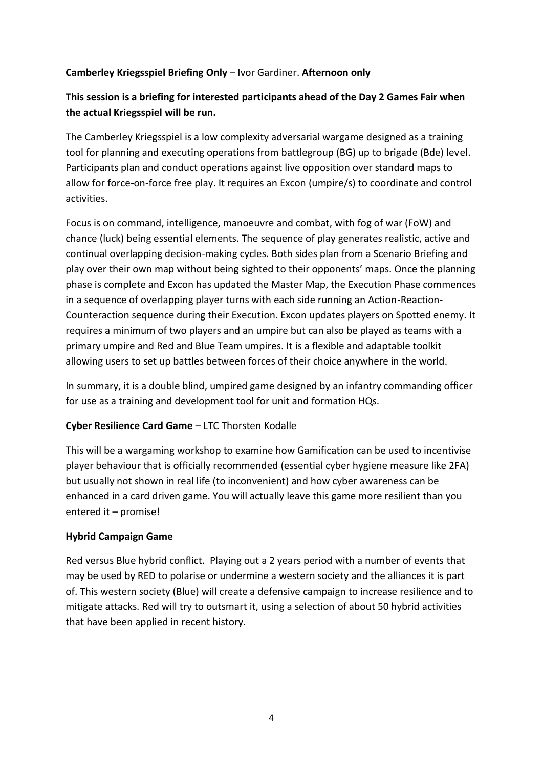**Camberley Kriegsspiel Briefing Only** – Ivor Gardiner. **Afternoon only**

**This session is a briefing for interested participants ahead of the Day 2 Games Fair when the actual Kriegsspiel will be run.**

The Camberley Kriegsspiel is a low complexity adversarial wargame designed as a training tool for planning and executing operations from battlegroup (BG) up to brigade (Bde) level. Participants plan and conduct operations against live opposition over standard maps to allow for force-on-force free play. It requires an Excon (umpire/s) to coordinate and control activities.

Focus is on command, intelligence, manoeuvre and combat, with fog of war (FoW) and chance (luck) being essential elements. The sequence of play generates realistic, active and continual overlapping decision-making cycles. Both sides plan from a Scenario Briefing and play over their own map without being sighted to their opponents' maps. Once the planning phase is complete and Excon has updated the Master Map, the Execution Phase commences in a sequence of overlapping player turns with each side running an Action-Reaction-Counteraction sequence during their Execution. Excon updates players on Spotted enemy. It requires a minimum of two players and an umpire but can also be played as teams with a primary umpire and Red and Blue Team umpires. It is a flexible and adaptable toolkit allowing users to set up battles between forces of their choice anywhere in the world.

In summary, it is a double blind, umpired game designed by an infantry commanding officer for use as a training and development tool for unit and formation HQs.

**Cyber Resilience Card Game** – LTC Thorsten Kodalle

This will be a wargaming workshop to examine how Gamification can be used to incentivise player behaviour that is officially recommended (essential cyber hygiene measure like 2FA) but usually not shown in real life (to inconvenient) and how cyber awareness can be enhanced in a card driven game. You will actually leave this game more resilient than you entered it – promise!

**Hybrid Campaign Game**

Red versus Blue hybrid conflict. Playing out a 2 years period with a number of events that may be used by RED to polarise or undermine a western society and the alliances it is part of. This western society (Blue) will create a defensive campaign to increase resilience and to mitigate attacks. Red will try to outsmart it, using a selection of about 50 hybrid activities that have been applied in recent history.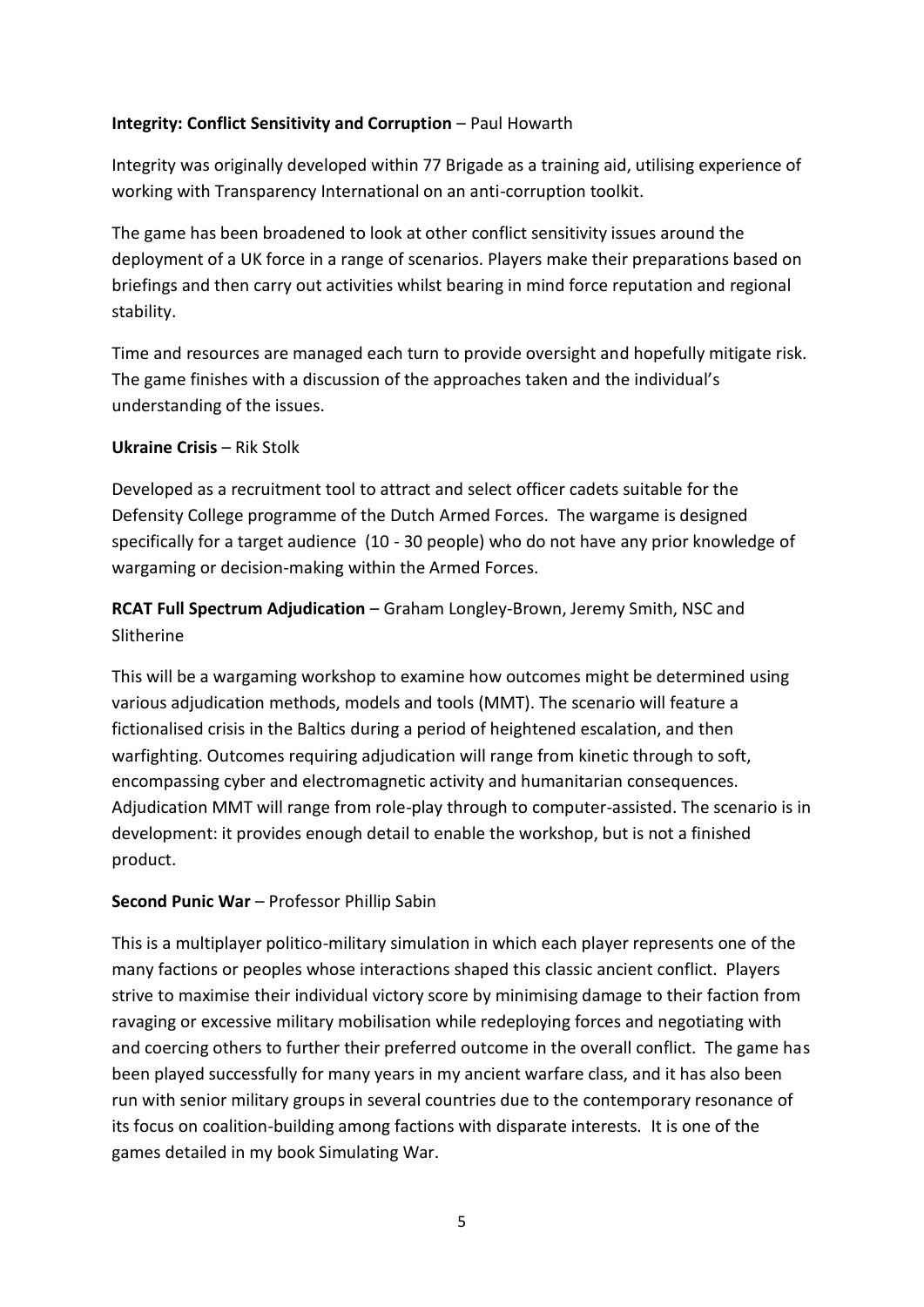**Integrity: Conflict Sensitivity and Corruption** – Paul Howarth

Integrity was originally developed within 77 Brigade as a training aid, utilising experience of working with Transparency International on an anti-corruption toolkit.

The game has been broadened to look at other conflict sensitivity issues around the deployment of a UK force in a range of scenarios. Players make their preparations based on briefings and then carry out activities whilst bearing in mind force reputation and regional stability.

Time and resources are managed each turn to provide oversight and hopefully mitigate risk. The game finishes with a discussion of the approaches taken and the individual's understanding of the issues.

**Ukraine Crisis** – Rik Stolk

Developed as a recruitment tool to attract and select officer cadets suitable for the Defensity College programme of the Dutch Armed Forces. The wargame is designed specifically for a target audience (10 - 30 people) who do not have any prior knowledge of wargaming or decision-making within the Armed Forces.

**RCAT Full Spectrum Adjudication** – Graham Longley-Brown, Jeremy Smith, NSC and Slitherine

This will be a wargaming workshop to examine how outcomes might be determined using various adjudication methods, models and tools (MMT). The scenario will feature a fictionalised crisis in the Baltics during a period of heightened escalation, and then warfighting. Outcomes requiring adjudication will range from kinetic through to soft, encompassing cyber and electromagnetic activity and humanitarian consequences. Adjudication MMT will range from role-play through to computer-assisted. The scenario is in development: it provides enough detail to enable the workshop, but is not a finished product.

**Second Punic War** – Professor Phillip Sabin

This is a multiplayer politico-military simulation in which each player represents one of the many factions or peoples whose interactions shaped this classic ancient conflict. Players strive to maximise their individual victory score by minimising damage to their faction from ravaging or excessive military mobilisation while redeploying forces and negotiating with and coercing others to further their preferred outcome in the overall conflict. The game has been played successfully for many years in my ancient warfare class, and it has also been run with senior military groups in several countries due to the contemporary resonance of its focus on coalition-building among factions with disparate interests. It is one of the games detailed in my book Simulating War.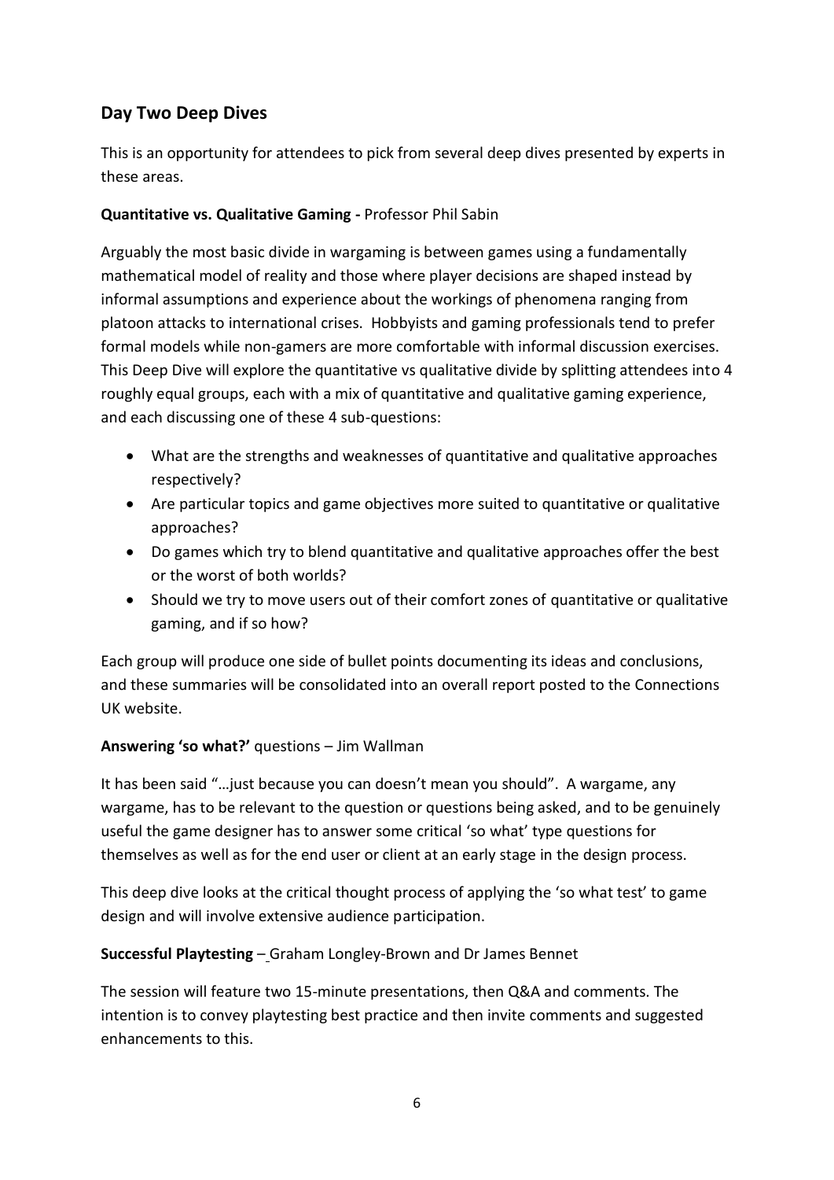## Day Two Deep Dives

This is an opportunity for attendees to pick from several deep dives presented by experts in these areas.

**Quantitative vs. Qualitative Gaming -** Professor Phil Sabin

Arguably the most basic divide in wargaming is between games using a fundamentally mathematical model of reality and those where player decisions are shaped instead by informal assumptions and experience about the workings of phenomena ranging from platoon attacks to international crises. Hobbyists and gaming professionals tend to prefer formal models while non-gamers are more comfortable with informal discussion exercises. This Deep Dive will explore the quantitative vs qualitative divide by splitting attendees into 4 roughly equal groups, each with a mix of quantitative and qualitative gaming experience, and each discussing one of these 4 sub-questions:

- What are the strengths and weaknesses of quantitative and qualitative approaches respectively?
- Are particular topics and game objectives more suited to quantitative or qualitative approaches?
- Do games which try to blend quantitative and qualitative approaches offer the best or the worst of both worlds?
- Should we try to move users out of their comfort zones of quantitative or qualitative gaming, and if so how?

Each group will produce one side of bullet points documenting its ideas and conclusions, and these summaries will be consolidated into an overall report posted to the Connections UK website.

**Answering 'so what?'** questions – Jim Wallman

It has been said "…just because you can doesn't mean you should". A wargame, any wargame, has to be relevant to the question or questions being asked, and to be genuinely useful the game designer has to answer some critical 'so what' type questions for themselves as well as for the end user or client at an early stage in the design process.

This deep dive looks at the critical thought process of applying the 'so what test' to game design and will involve extensive audience participation.

**Successful Playtesting** – Graham Longley-Brown and Dr James Bennet

The session will feature two 15-minute presentations, then Q&A and comments. The intention is to convey playtesting best practice and then invite comments and suggested enhancements to this.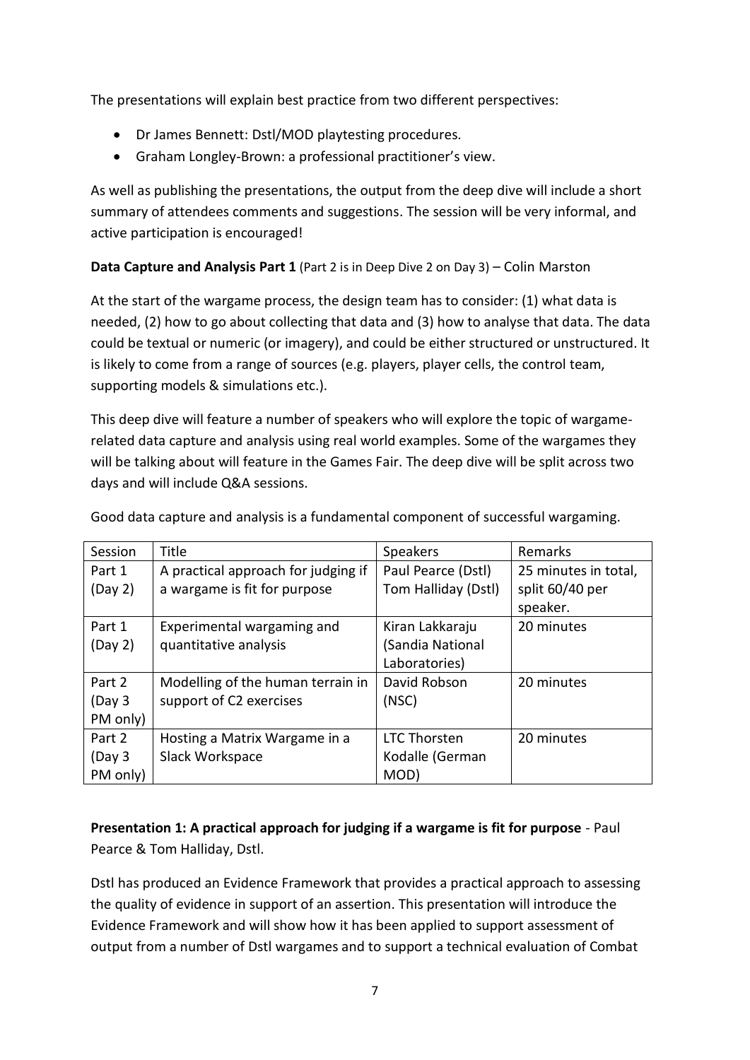The presentations will explain best practice from two different perspectives:

- Dr James Bennett: Dstl/MOD playtesting procedures.
- Graham Longley-Brown: a professional practitioner's view.

As well as publishing the presentations, the output from the deep dive will include a short summary of attendees comments and suggestions. The session will be very informal, and active participation is encouraged!

**Data Capture and Analysis Part 1** (Part 2 is in Deep Dive 2 on Day 3) – Colin Marston

At the start of the wargame process, the design team has to consider: (1) what data is needed, (2) how to go about collecting that data and (3) how to analyse that data. The data could be textual or numeric (or imagery), and could be either structured or unstructured. It is likely to come from a range of sources (e.g. players, player cells, the control team, supporting models & simulations etc.).

This deep dive will feature a number of speakers who will explore the topic of wargame-related data capture and analysis using real world examples. Some of the wargames they will be talking about will feature in the Games Fair. The deep dive will be split across two days and will include Q&A sessions.

Good data capture and analysis is a fundamental component of successful wargaming.

| Session | Title | Speakers | Remarks |
|---|---|---|---|
| Part 1 (Day 2) | A practical approach for judging if a wargame is fit for purpose | Paul Pearce (Dstl) Tom Halliday (Dstl) | 25 minutes in total, split 60/40 per speaker. |
| Part 1 (Day 2) | Experimental wargaming and quantitative analysis | Kiran Lakkaraju (Sandia National Laboratories) | 20 minutes |
| Part 2 (Day 3 PM only) | Modelling of the human terrain in support of C2 exercises | David Robson (NSC) | 20 minutes |
| Part 2 (Day 3 PM only) | Hosting a Matrix Wargame in a Slack Workspace | LTC Thorsten Kodalle (German MOD) | 20 minutes |

**Presentation 1: A practical approach for judging if a wargame is fit for purpose** - Paul Pearce & Tom Halliday, Dstl.

Dstl has produced an Evidence Framework that provides a practical approach to assessing the quality of evidence in support of an assertion. This presentation will introduce the Evidence Framework and will show how it has been applied to support assessment of output from a number of Dstl wargames and to support a technical evaluation of Combat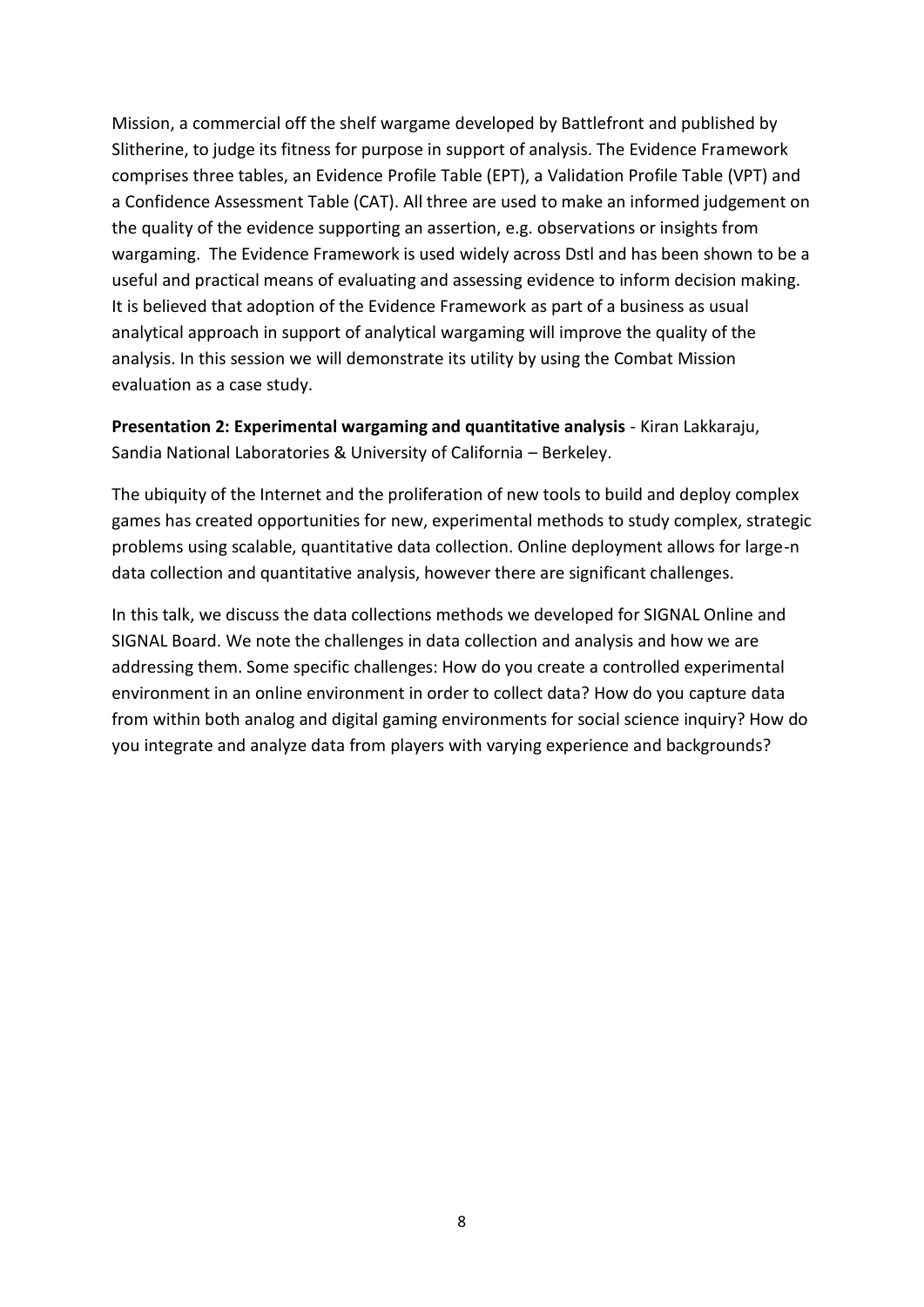Mission, a commercial off the shelf wargame developed by Battlefront and published by Slitherine, to judge its fitness for purpose in support of analysis. The Evidence Framework comprises three tables, an Evidence Profile Table (EPT), a Validation Profile Table (VPT) and a Confidence Assessment Table (CAT). All three are used to make an informed judgement on the quality of the evidence supporting an assertion, e.g. observations or insights from wargaming. The Evidence Framework is used widely across Dstl and has been shown to be a useful and practical means of evaluating and assessing evidence to inform decision making. It is believed that adoption of the Evidence Framework as part of a business as usual analytical approach in support of analytical wargaming will improve the quality of the analysis. In this session we will demonstrate its utility by using the Combat Mission evaluation as a case study.

**Presentation 2: Experimental wargaming and quantitative analysis** - Kiran Lakkaraju, Sandia National Laboratories & University of California – Berkeley.

The ubiquity of the Internet and the proliferation of new tools to build and deploy complex games has created opportunities for new, experimental methods to study complex, strategic problems using scalable, quantitative data collection. Online deployment allows for large-n data collection and quantitative analysis, however there are significant challenges.

In this talk, we discuss the data collections methods we developed for SIGNAL Online and SIGNAL Board. We note the challenges in data collection and analysis and how we are addressing them. Some specific challenges: How do you create a controlled experimental environment in an online environment in order to collect data? How do you capture data from within both analog and digital gaming environments for social science inquiry? How do you integrate and analyze data from players with varying experience and backgrounds?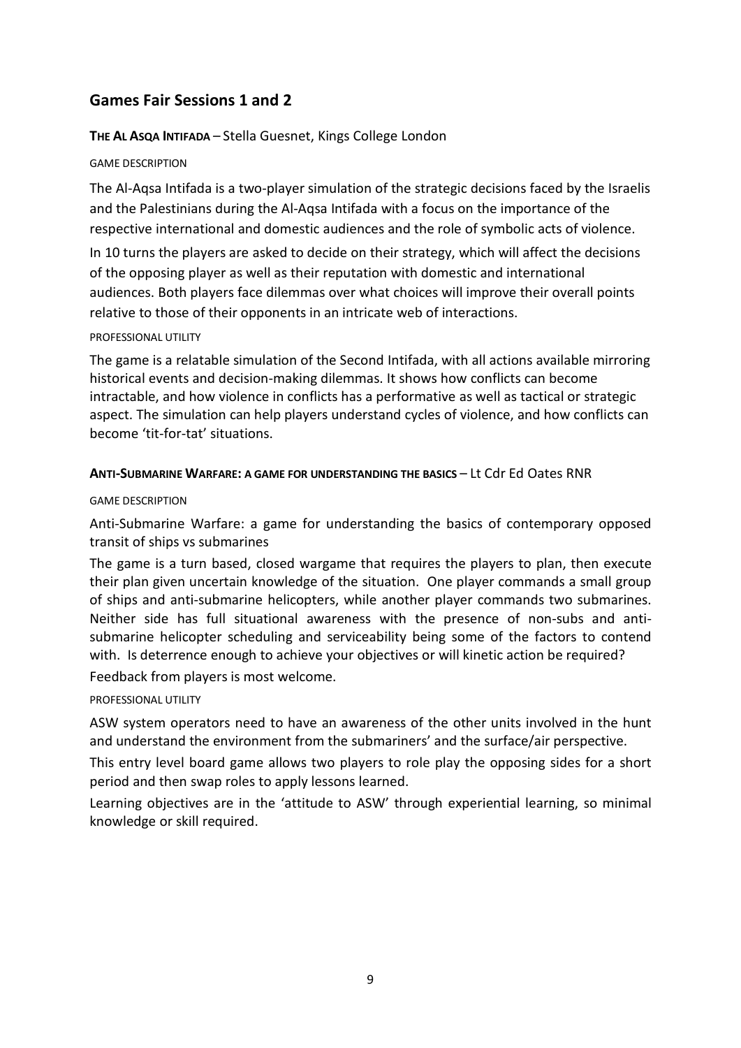## Games Fair Sessions 1 and 2

**THE AL ASQA INTIFADA** – Stella Guesnet, Kings College London

GAME DESCRIPTION

The Al-Aqsa Intifada is a two-player simulation of the strategic decisions faced by the Israelis and the Palestinians during the Al-Aqsa Intifada with a focus on the importance of the respective international and domestic audiences and the role of symbolic acts of violence.

In 10 turns the players are asked to decide on their strategy, which will affect the decisions of the opposing player as well as their reputation with domestic and international audiences. Both players face dilemmas over what choices will improve their overall points relative to those of their opponents in an intricate web of interactions.

PROFESSIONAL UTILITY

The game is a relatable simulation of the Second Intifada, with all actions available mirroring historical events and decision-making dilemmas. It shows how conflicts can become intractable, and how violence in conflicts has a performative as well as tactical or strategic aspect. The simulation can help players understand cycles of violence, and how conflicts can become 'tit-for-tat' situations.

**ANTI-SUBMARINE WARFARE: A GAME FOR UNDERSTANDING THE BASICS** – Lt Cdr Ed Oates RNR

GAME DESCRIPTION

Anti-Submarine Warfare: a game for understanding the basics of contemporary opposed transit of ships vs submarines

The game is a turn based, closed wargame that requires the players to plan, then execute their plan given uncertain knowledge of the situation. One player commands a small group of ships and anti-submarine helicopters, while another player commands two submarines. Neither side has full situational awareness with the presence of non-subs and anti-submarine helicopter scheduling and serviceability being some of the factors to contend with. Is deterrence enough to achieve your objectives or will kinetic action be required?

Feedback from players is most welcome.

PROFESSIONAL UTILITY

ASW system operators need to have an awareness of the other units involved in the hunt and understand the environment from the submariners' and the surface/air perspective.

This entry level board game allows two players to role play the opposing sides for a short period and then swap roles to apply lessons learned.

Learning objectives are in the 'attitude to ASW' through experiential learning, so minimal knowledge or skill required.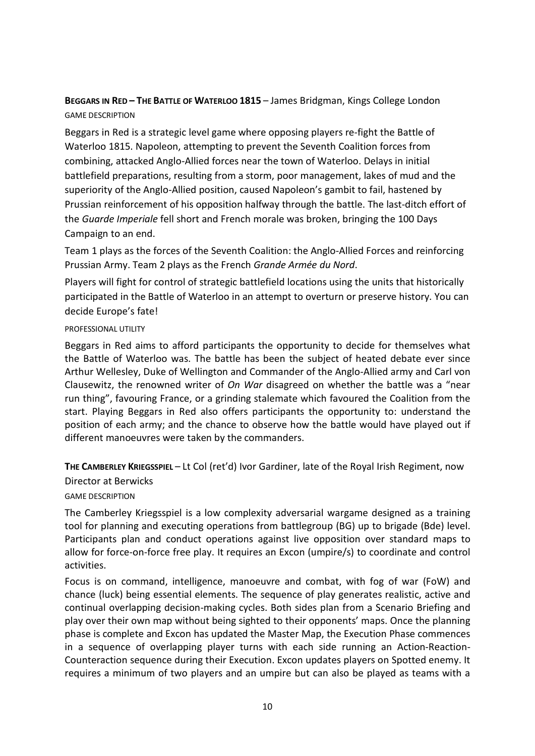**BEGGARS IN RED – THE BATTLE OF WATERLOO 1815** – James Bridgman, Kings College London

GAME DESCRIPTION

Beggars in Red is a strategic level game where opposing players re-fight the Battle of Waterloo 1815. Napoleon, attempting to prevent the Seventh Coalition forces from combining, attacked Anglo-Allied forces near the town of Waterloo. Delays in initial battlefield preparations, resulting from a storm, poor management, lakes of mud and the superiority of the Anglo-Allied position, caused Napoleon's gambit to fail, hastened by Prussian reinforcement of his opposition halfway through the battle. The last-ditch effort of the *Guarde Imperiale* fell short and French morale was broken, bringing the 100 Days Campaign to an end.

Team 1 plays as the forces of the Seventh Coalition: the Anglo-Allied Forces and reinforcing Prussian Army. Team 2 plays as the French *Grande Armée du Nord*.

Players will fight for control of strategic battlefield locations using the units that historically participated in the Battle of Waterloo in an attempt to overturn or preserve history. You can decide Europe's fate!

PROFESSIONAL UTILITY

Beggars in Red aims to afford participants the opportunity to decide for themselves what the Battle of Waterloo was. The battle has been the subject of heated debate ever since Arthur Wellesley, Duke of Wellington and Commander of the Anglo-Allied army and Carl von Clausewitz, the renowned writer of *On War* disagreed on whether the battle was a "near run thing", favouring France, or a grinding stalemate which favoured the Coalition from the start. Playing Beggars in Red also offers participants the opportunity to: understand the position of each army; and the chance to observe how the battle would have played out if different manoeuvres were taken by the commanders.

**THE CAMBERLEY KRIEGSSPIEL** – Lt Col (ret'd) Ivor Gardiner, late of the Royal Irish Regiment, now Director at Berwicks

GAME DESCRIPTION

The Camberley Kriegsspiel is a low complexity adversarial wargame designed as a training tool for planning and executing operations from battlegroup (BG) up to brigade (Bde) level. Participants plan and conduct operations against live opposition over standard maps to allow for force-on-force free play. It requires an Excon (umpire/s) to coordinate and control activities.

Focus is on command, intelligence, manoeuvre and combat, with fog of war (FoW) and chance (luck) being essential elements. The sequence of play generates realistic, active and continual overlapping decision-making cycles. Both sides plan from a Scenario Briefing and play over their own map without being sighted to their opponents' maps. Once the planning phase is complete and Excon has updated the Master Map, the Execution Phase commences in a sequence of overlapping player turns with each side running an Action-Reaction-Counteraction sequence during their Execution. Excon updates players on Spotted enemy. It requires a minimum of two players and an umpire but can also be played as teams with a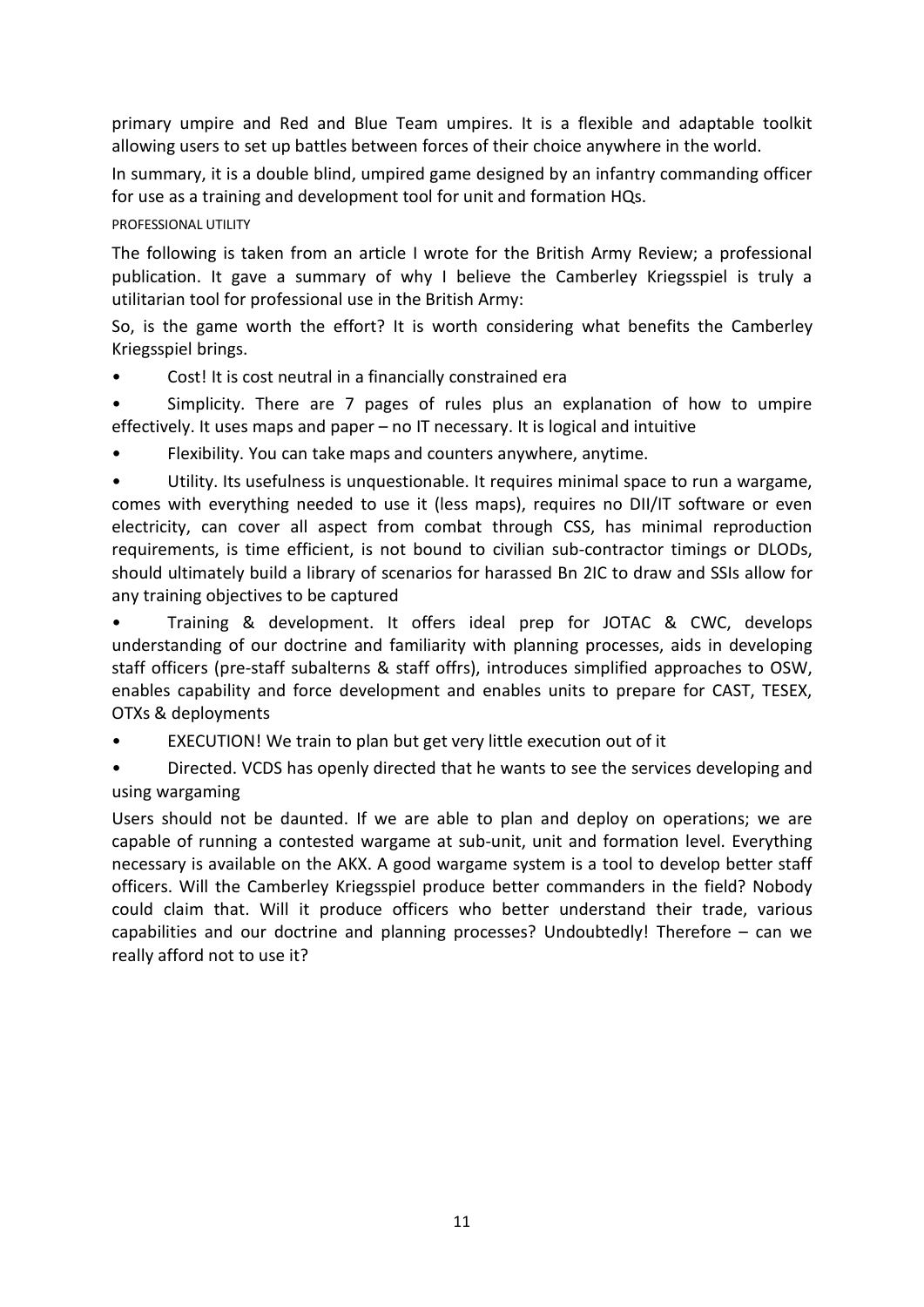primary umpire and Red and Blue Team umpires. It is a flexible and adaptable toolkit allowing users to set up battles between forces of their choice anywhere in the world.

In summary, it is a double blind, umpired game designed by an infantry commanding officer for use as a training and development tool for unit and formation HQs.

### PROFESSIONAL UTILITY

The following is taken from an article I wrote for the British Army Review; a professional publication. It gave a summary of why I believe the Camberley Kriegsspiel is truly a utilitarian tool for professional use in the British Army:

So, is the game worth the effort? It is worth considering what benefits the Camberley Kriegsspiel brings.

- Cost! It is cost neutral in a financially constrained era
- Simplicity. There are 7 pages of rules plus an explanation of how to umpire effectively. It uses maps and paper – no IT necessary. It is logical and intuitive
- Flexibility. You can take maps and counters anywhere, anytime.
- Utility. Its usefulness is unquestionable. It requires minimal space to run a wargame, comes with everything needed to use it (less maps), requires no DII/IT software or even electricity, can cover all aspect from combat through CSS, has minimal reproduction requirements, is time efficient, is not bound to civilian sub-contractor timings or DLODs, should ultimately build a library of scenarios for harassed Bn 2IC to draw and SSIs allow for any training objectives to be captured
- Training & development. It offers ideal prep for JOTAC & CWC, develops understanding of our doctrine and familiarity with planning processes, aids in developing staff officers (pre-staff subalterns & staff offrs), introduces simplified approaches to OSW, enables capability and force development and enables units to prepare for CAST, TESEX, OTXs & deployments
- EXECUTION! We train to plan but get very little execution out of it
- Directed. VCDS has openly directed that he wants to see the services developing and using wargaming

Users should not be daunted. If we are able to plan and deploy on operations; we are capable of running a contested wargame at sub-unit, unit and formation level. Everything necessary is available on the AKX. A good wargame system is a tool to develop better staff officers. Will the Camberley Kriegsspiel produce better commanders in the field? Nobody could claim that. Will it produce officers who better understand their trade, various capabilities and our doctrine and planning processes? Undoubtedly! Therefore – can we really afford not to use it?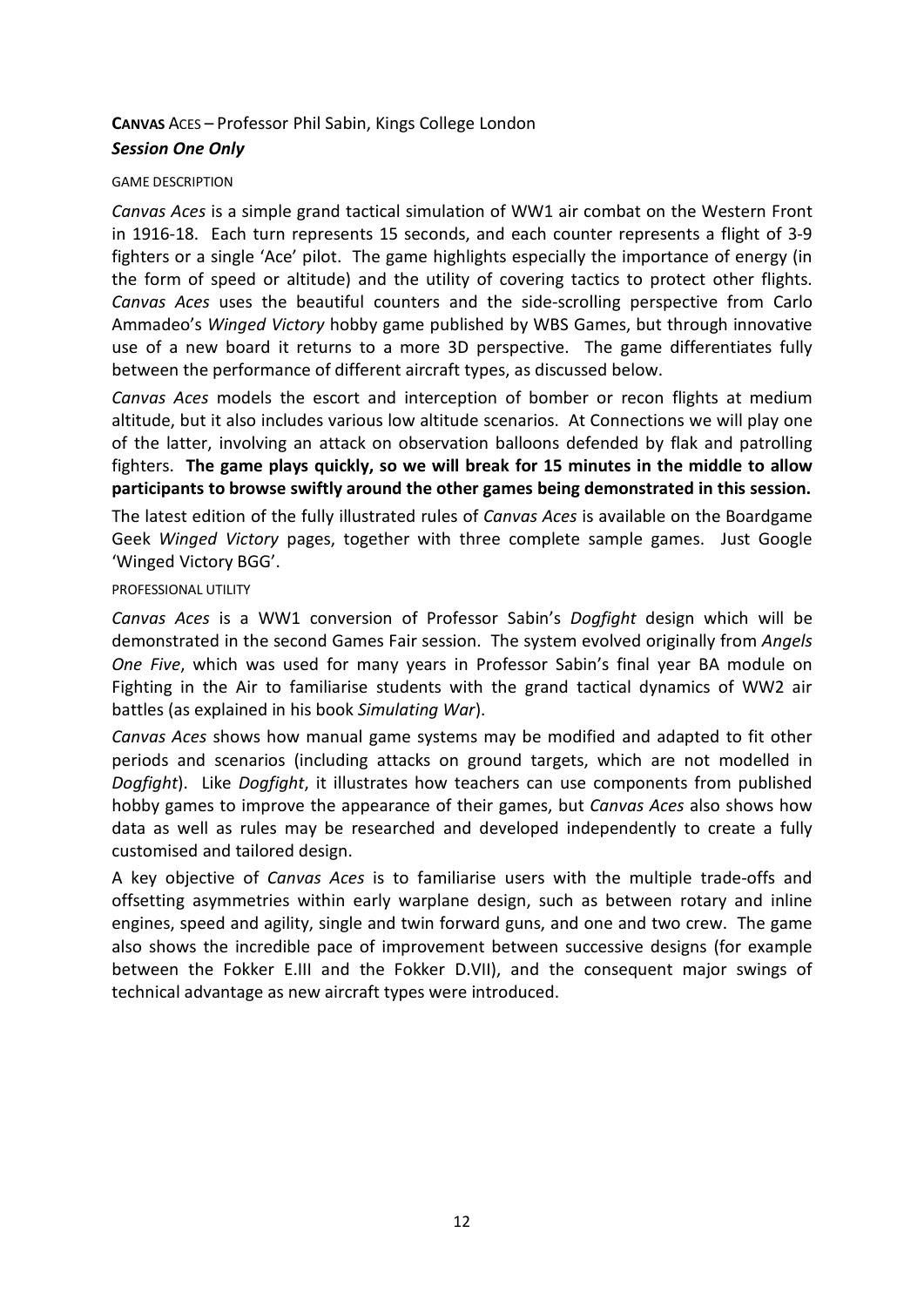**CANVAS ACES** – Professor Phil Sabin, Kings College London

***Session One Only***

GAME DESCRIPTION

*Canvas Aces* is a simple grand tactical simulation of WW1 air combat on the Western Front in 1916-18. Each turn represents 15 seconds, and each counter represents a flight of 3-9 fighters or a single 'Ace' pilot. The game highlights especially the importance of energy (in the form of speed or altitude) and the utility of covering tactics to protect other flights. *Canvas Aces* uses the beautiful counters and the side-scrolling perspective from Carlo Ammadeo's *Winged Victory* hobby game published by WBS Games, but through innovative use of a new board it returns to a more 3D perspective. The game differentiates fully between the performance of different aircraft types, as discussed below.

*Canvas Aces* models the escort and interception of bomber or recon flights at medium altitude, but it also includes various low altitude scenarios. At Connections we will play one of the latter, involving an attack on observation balloons defended by flak and patrolling fighters. **The game plays quickly, so we will break for 15 minutes in the middle to allow participants to browse swiftly around the other games being demonstrated in this session.**

The latest edition of the fully illustrated rules of *Canvas Aces* is available on the Boardgame Geek *Winged Victory* pages, together with three complete sample games. Just Google 'Winged Victory BGG'.

PROFESSIONAL UTILITY

*Canvas Aces* is a WW1 conversion of Professor Sabin's *Dogfight* design which will be demonstrated in the second Games Fair session. The system evolved originally from *Angels One Five*, which was used for many years in Professor Sabin's final year BA module on Fighting in the Air to familiarise students with the grand tactical dynamics of WW2 air battles (as explained in his book *Simulating War*).

*Canvas Aces* shows how manual game systems may be modified and adapted to fit other periods and scenarios (including attacks on ground targets, which are not modelled in *Dogfight*). Like *Dogfight*, it illustrates how teachers can use components from published hobby games to improve the appearance of their games, but *Canvas Aces* also shows how data as well as rules may be researched and developed independently to create a fully customised and tailored design.

A key objective of *Canvas Aces* is to familiarise users with the multiple trade-offs and offsetting asymmetries within early warplane design, such as between rotary and inline engines, speed and agility, single and twin forward guns, and one and two crew. The game also shows the incredible pace of improvement between successive designs (for example between the Fokker E.III and the Fokker D.VII), and the consequent major swings of technical advantage as new aircraft types were introduced.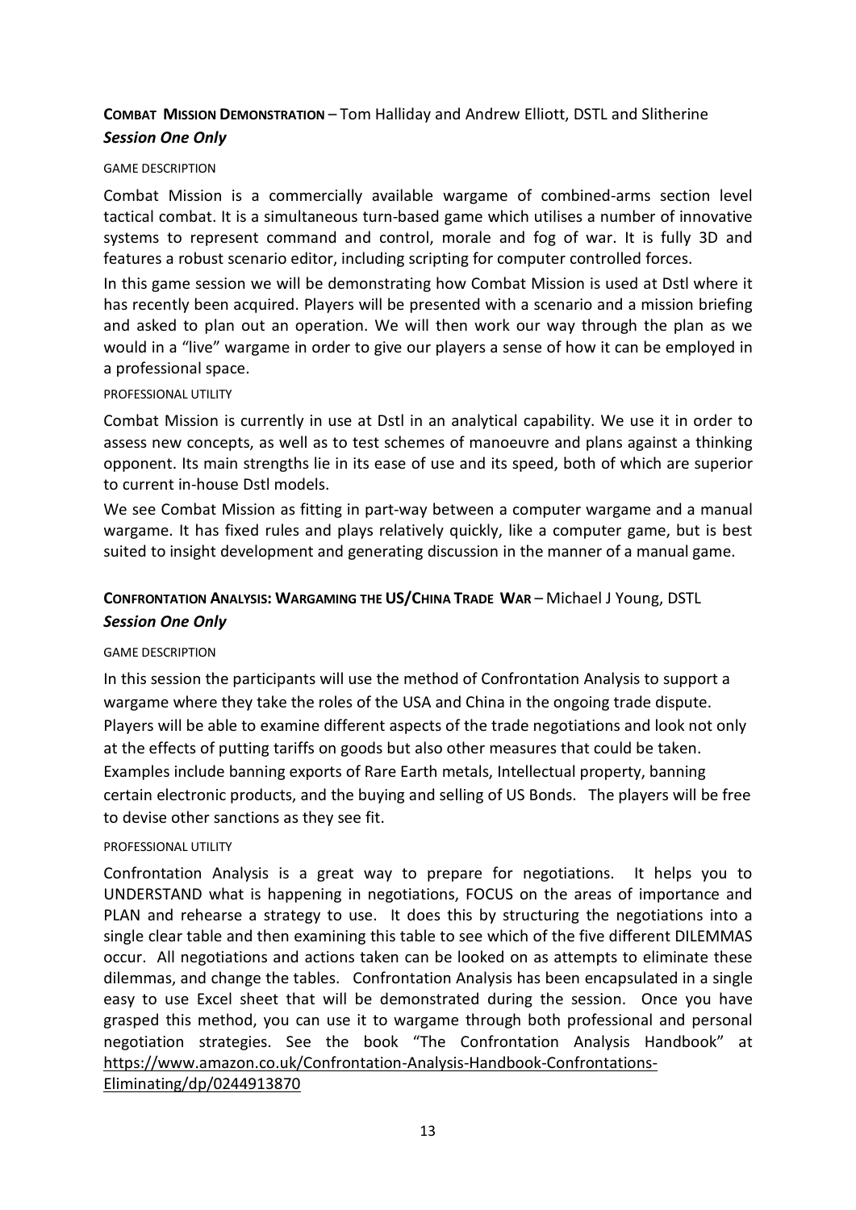### **COMBAT MISSION DEMONSTRATION** – Tom Halliday and Andrew Elliott, DSTL and Slitherine
***Session One Only***

GAME DESCRIPTION

Combat Mission is a commercially available wargame of combined-arms section level tactical combat. It is a simultaneous turn-based game which utilises a number of innovative systems to represent command and control, morale and fog of war. It is fully 3D and features a robust scenario editor, including scripting for computer controlled forces.

In this game session we will be demonstrating how Combat Mission is used at Dstl where it has recently been acquired. Players will be presented with a scenario and a mission briefing and asked to plan out an operation. We will then work our way through the plan as we would in a "live" wargame in order to give our players a sense of how it can be employed in a professional space.

PROFESSIONAL UTILITY

Combat Mission is currently in use at Dstl in an analytical capability. We use it in order to assess new concepts, as well as to test schemes of manoeuvre and plans against a thinking opponent. Its main strengths lie in its ease of use and its speed, both of which are superior to current in-house Dstl models.

We see Combat Mission as fitting in part-way between a computer wargame and a manual wargame. It has fixed rules and plays relatively quickly, like a computer game, but is best suited to insight development and generating discussion in the manner of a manual game.

### **CONFRONTATION ANALYSIS: WARGAMING THE US/CHINA TRADE WAR** – Michael J Young, DSTL
***Session One Only***

GAME DESCRIPTION

In this session the participants will use the method of Confrontation Analysis to support a wargame where they take the roles of the USA and China in the ongoing trade dispute. Players will be able to examine different aspects of the trade negotiations and look not only at the effects of putting tariffs on goods but also other measures that could be taken. Examples include banning exports of Rare Earth metals, Intellectual property, banning certain electronic products, and the buying and selling of US Bonds. The players will be free to devise other sanctions as they see fit.

PROFESSIONAL UTILITY

Confrontation Analysis is a great way to prepare for negotiations. It helps you to UNDERSTAND what is happening in negotiations, FOCUS on the areas of importance and PLAN and rehearse a strategy to use. It does this by structuring the negotiations into a single clear table and then examining this table to see which of the five different DILEMMAS occur. All negotiations and actions taken can be looked on as attempts to eliminate these dilemmas, and change the tables. Confrontation Analysis has been encapsulated in a single easy to use Excel sheet that will be demonstrated during the session. Once you have grasped this method, you can use it to wargame through both professional and personal negotiation strategies. See the book "The Confrontation Analysis Handbook" at https://www.amazon.co.uk/Confrontation-Analysis-Handbook-Confrontations-Eliminating/dp/0244913870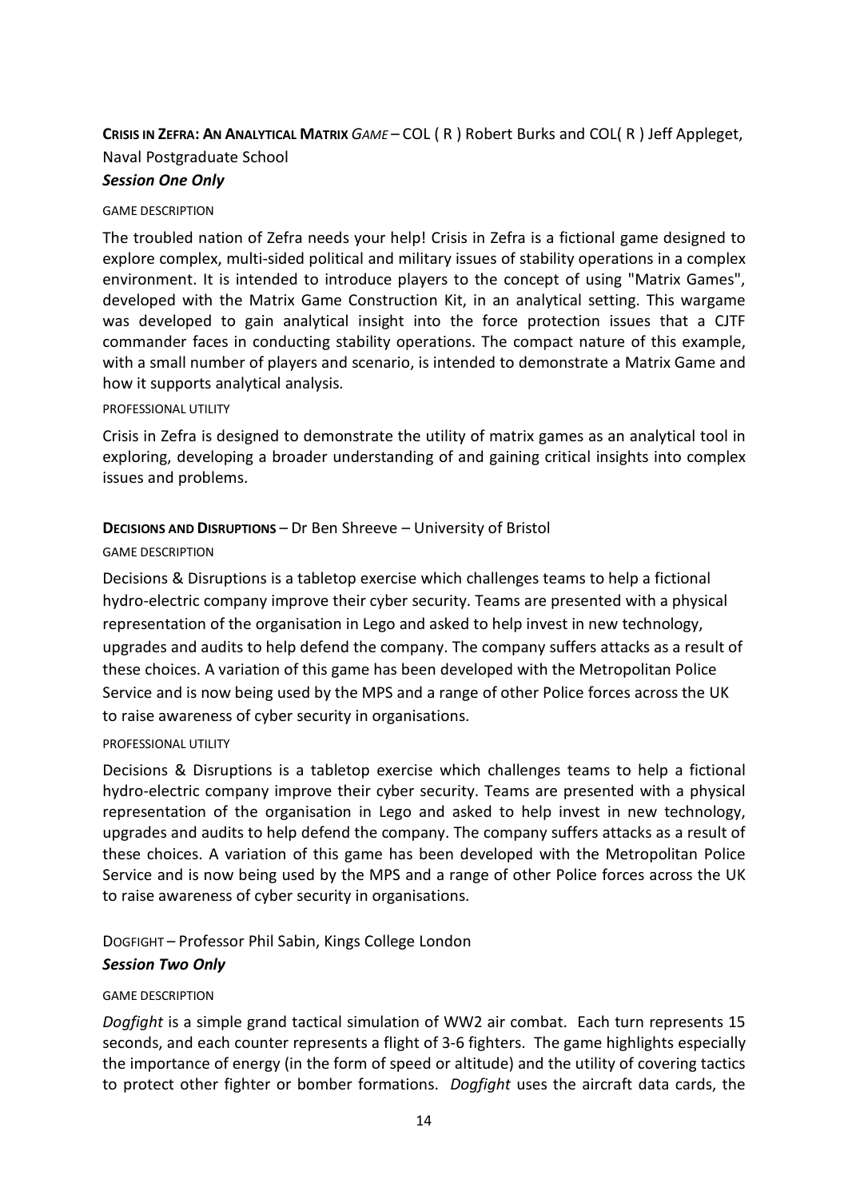**CRISIS IN ZEFRA: AN ANALYTICAL MATRIX** *GAME* – COL ( R ) Robert Burks and COL( R ) Jeff Appleget, Naval Postgraduate School

***Session One Only***

GAME DESCRIPTION

The troubled nation of Zefra needs your help! Crisis in Zefra is a fictional game designed to explore complex, multi-sided political and military issues of stability operations in a complex environment. It is intended to introduce players to the concept of using "Matrix Games", developed with the Matrix Game Construction Kit, in an analytical setting. This wargame was developed to gain analytical insight into the force protection issues that a CJTF commander faces in conducting stability operations. The compact nature of this example, with a small number of players and scenario, is intended to demonstrate a Matrix Game and how it supports analytical analysis.

PROFESSIONAL UTILITY

Crisis in Zefra is designed to demonstrate the utility of matrix games as an analytical tool in exploring, developing a broader understanding of and gaining critical insights into complex issues and problems.

**DECISIONS AND DISRUPTIONS** – Dr Ben Shreeve – University of Bristol

GAME DESCRIPTION

Decisions & Disruptions is a tabletop exercise which challenges teams to help a fictional hydro-electric company improve their cyber security. Teams are presented with a physical representation of the organisation in Lego and asked to help invest in new technology, upgrades and audits to help defend the company. The company suffers attacks as a result of these choices. A variation of this game has been developed with the Metropolitan Police Service and is now being used by the MPS and a range of other Police forces across the UK to raise awareness of cyber security in organisations.

PROFESSIONAL UTILITY

Decisions & Disruptions is a tabletop exercise which challenges teams to help a fictional hydro-electric company improve their cyber security. Teams are presented with a physical representation of the organisation in Lego and asked to help invest in new technology, upgrades and audits to help defend the company. The company suffers attacks as a result of these choices. A variation of this game has been developed with the Metropolitan Police Service and is now being used by the MPS and a range of other Police forces across the UK to raise awareness of cyber security in organisations.

DOGFIGHT – Professor Phil Sabin, Kings College London

***Session Two Only***

GAME DESCRIPTION

*Dogfight* is a simple grand tactical simulation of WW2 air combat. Each turn represents 15 seconds, and each counter represents a flight of 3-6 fighters. The game highlights especially the importance of energy (in the form of speed or altitude) and the utility of covering tactics to protect other fighter or bomber formations. *Dogfight* uses the aircraft data cards, the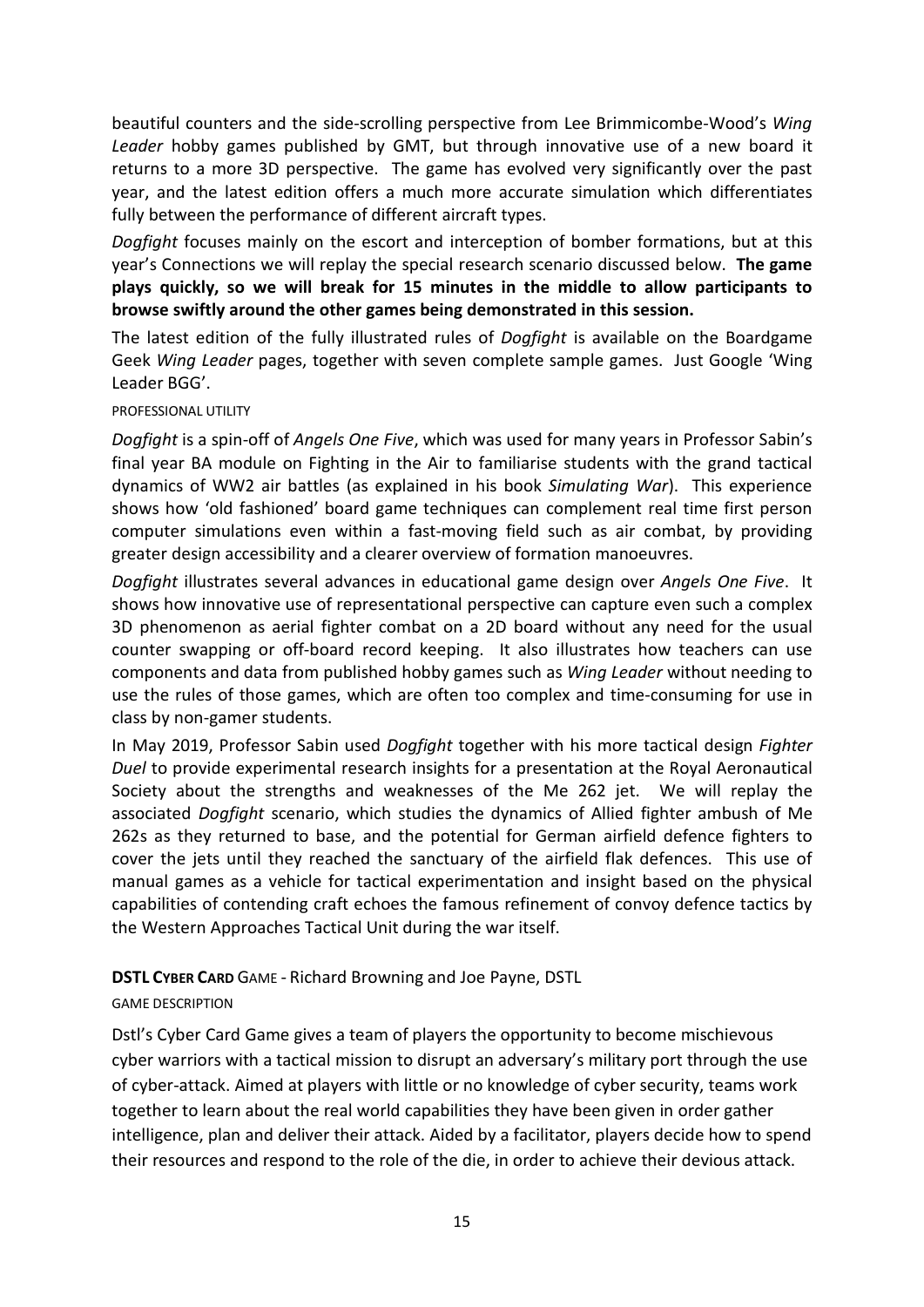beautiful counters and the side-scrolling perspective from Lee Brimmicombe-Wood's *Wing Leader* hobby games published by GMT, but through innovative use of a new board it returns to a more 3D perspective. The game has evolved very significantly over the past year, and the latest edition offers a much more accurate simulation which differentiates fully between the performance of different aircraft types.

*Dogfight* focuses mainly on the escort and interception of bomber formations, but at this year's Connections we will replay the special research scenario discussed below. **The game plays quickly, so we will break for 15 minutes in the middle to allow participants to browse swiftly around the other games being demonstrated in this session.**

The latest edition of the fully illustrated rules of *Dogfight* is available on the Boardgame Geek *Wing Leader* pages, together with seven complete sample games. Just Google 'Wing Leader BGG'.

PROFESSIONAL UTILITY

*Dogfight* is a spin-off of *Angels One Five*, which was used for many years in Professor Sabin's final year BA module on Fighting in the Air to familiarise students with the grand tactical dynamics of WW2 air battles (as explained in his book *Simulating War*). This experience shows how 'old fashioned' board game techniques can complement real time first person computer simulations even within a fast-moving field such as air combat, by providing greater design accessibility and a clearer overview of formation manoeuvres.

*Dogfight* illustrates several advances in educational game design over *Angels One Five*. It shows how innovative use of representational perspective can capture even such a complex 3D phenomenon as aerial fighter combat on a 2D board without any need for the usual counter swapping or off-board record keeping. It also illustrates how teachers can use components and data from published hobby games such as *Wing Leader* without needing to use the rules of those games, which are often too complex and time-consuming for use in class by non-gamer students.

In May 2019, Professor Sabin used *Dogfight* together with his more tactical design *Fighter Duel* to provide experimental research insights for a presentation at the Royal Aeronautical Society about the strengths and weaknesses of the Me 262 jet. We will replay the associated *Dogfight* scenario, which studies the dynamics of Allied fighter ambush of Me 262s as they returned to base, and the potential for German airfield defence fighters to cover the jets until they reached the sanctuary of the airfield flak defences. This use of manual games as a vehicle for tactical experimentation and insight based on the physical capabilities of contending craft echoes the famous refinement of convoy defence tactics by the Western Approaches Tactical Unit during the war itself.

**DSTL CYBER CARD** GAME - Richard Browning and Joe Payne, DSTL

GAME DESCRIPTION

Dstl's Cyber Card Game gives a team of players the opportunity to become mischievous cyber warriors with a tactical mission to disrupt an adversary's military port through the use of cyber-attack. Aimed at players with little or no knowledge of cyber security, teams work together to learn about the real world capabilities they have been given in order gather intelligence, plan and deliver their attack. Aided by a facilitator, players decide how to spend their resources and respond to the role of the die, in order to achieve their devious attack.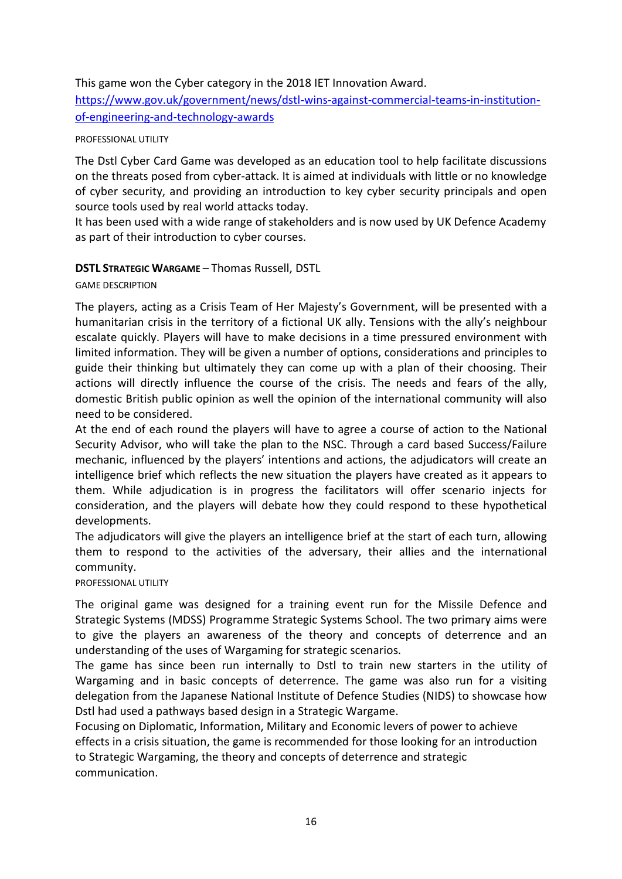This game won the Cyber category in the 2018 IET Innovation Award.
[https://www.gov.uk/government/news/dstl-wins-against-commercial-teams-in-institution-of-engineering-and-technology-awards](https://www.gov.uk/government/news/dstl-wins-against-commercial-teams-in-institution-of-engineering-and-technology-awards)

PROFESSIONAL UTILITY

The Dstl Cyber Card Game was developed as an education tool to help facilitate discussions on the threats posed from cyber-attack. It is aimed at individuals with little or no knowledge of cyber security, and providing an introduction to key cyber security principals and open source tools used by real world attacks today.
It has been used with a wide range of stakeholders and is now used by UK Defence Academy as part of their introduction to cyber courses.

**DSTL STRATEGIC WARGAME** – Thomas Russell, DSTL

GAME DESCRIPTION

The players, acting as a Crisis Team of Her Majesty's Government, will be presented with a humanitarian crisis in the territory of a fictional UK ally. Tensions with the ally's neighbour escalate quickly. Players will have to make decisions in a time pressured environment with limited information. They will be given a number of options, considerations and principles to guide their thinking but ultimately they can come up with a plan of their choosing. Their actions will directly influence the course of the crisis. The needs and fears of the ally, domestic British public opinion as well the opinion of the international community will also need to be considered.
At the end of each round the players will have to agree a course of action to the National Security Advisor, who will take the plan to the NSC. Through a card based Success/Failure mechanic, influenced by the players' intentions and actions, the adjudicators will create an intelligence brief which reflects the new situation the players have created as it appears to them. While adjudication is in progress the facilitators will offer scenario injects for consideration, and the players will debate how they could respond to these hypothetical developments.
The adjudicators will give the players an intelligence brief at the start of each turn, allowing them to respond to the activities of the adversary, their allies and the international community.

PROFESSIONAL UTILITY

The original game was designed for a training event run for the Missile Defence and Strategic Systems (MDSS) Programme Strategic Systems School. The two primary aims were to give the players an awareness of the theory and concepts of deterrence and an understanding of the uses of Wargaming for strategic scenarios.
The game has since been run internally to Dstl to train new starters in the utility of Wargaming and in basic concepts of deterrence. The game was also run for a visiting delegation from the Japanese National Institute of Defence Studies (NIDS) to showcase how Dstl had used a pathways based design in a Strategic Wargame.
Focusing on Diplomatic, Information, Military and Economic levers of power to achieve effects in a crisis situation, the game is recommended for those looking for an introduction to Strategic Wargaming, the theory and concepts of deterrence and strategic communication.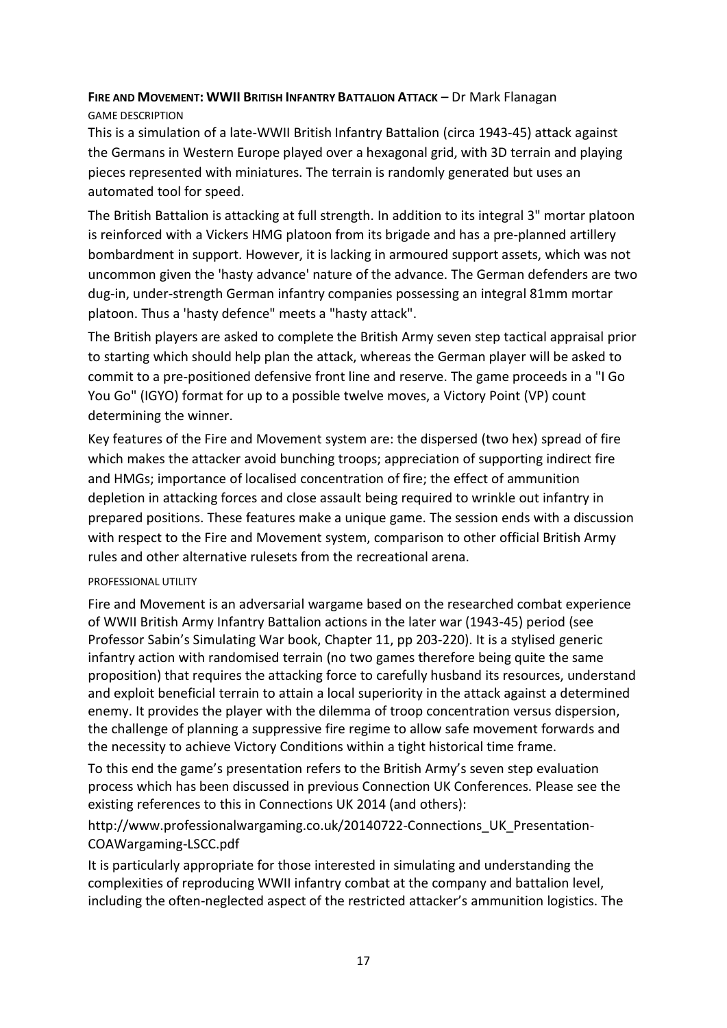**FIRE AND MOVEMENT: WWII BRITISH INFANTRY BATTALION ATTACK –** Dr Mark Flanagan

GAME DESCRIPTION

This is a simulation of a late-WWII British Infantry Battalion (circa 1943-45) attack against the Germans in Western Europe played over a hexagonal grid, with 3D terrain and playing pieces represented with miniatures. The terrain is randomly generated but uses an automated tool for speed.

The British Battalion is attacking at full strength. In addition to its integral 3" mortar platoon is reinforced with a Vickers HMG platoon from its brigade and has a pre-planned artillery bombardment in support. However, it is lacking in armoured support assets, which was not uncommon given the 'hasty advance' nature of the advance. The German defenders are two dug-in, under-strength German infantry companies possessing an integral 81mm mortar platoon. Thus a 'hasty defence" meets a "hasty attack".

The British players are asked to complete the British Army seven step tactical appraisal prior to starting which should help plan the attack, whereas the German player will be asked to commit to a pre-positioned defensive front line and reserve. The game proceeds in a "I Go You Go" (IGYO) format for up to a possible twelve moves, a Victory Point (VP) count determining the winner.

Key features of the Fire and Movement system are: the dispersed (two hex) spread of fire which makes the attacker avoid bunching troops; appreciation of supporting indirect fire and HMGs; importance of localised concentration of fire; the effect of ammunition depletion in attacking forces and close assault being required to wrinkle out infantry in prepared positions. These features make a unique game. The session ends with a discussion with respect to the Fire and Movement system, comparison to other official British Army rules and other alternative rulesets from the recreational arena.

PROFESSIONAL UTILITY

Fire and Movement is an adversarial wargame based on the researched combat experience of WWII British Army Infantry Battalion actions in the later war (1943-45) period (see Professor Sabin's Simulating War book, Chapter 11, pp 203-220). It is a stylised generic infantry action with randomised terrain (no two games therefore being quite the same proposition) that requires the attacking force to carefully husband its resources, understand and exploit beneficial terrain to attain a local superiority in the attack against a determined enemy. It provides the player with the dilemma of troop concentration versus dispersion, the challenge of planning a suppressive fire regime to allow safe movement forwards and the necessity to achieve Victory Conditions within a tight historical time frame.

To this end the game's presentation refers to the British Army's seven step evaluation process which has been discussed in previous Connection UK Conferences. Please see the existing references to this in Connections UK 2014 (and others):

http://www.professionalwargaming.co.uk/20140722-Connections_UK_Presentation-COAWargaming-LSCC.pdf

It is particularly appropriate for those interested in simulating and understanding the complexities of reproducing WWII infantry combat at the company and battalion level, including the often-neglected aspect of the restricted attacker's ammunition logistics. The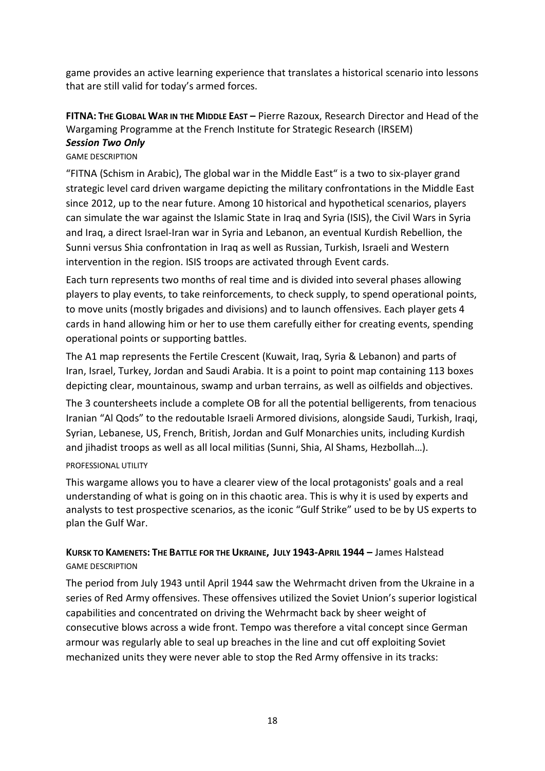game provides an active learning experience that translates a historical scenario into lessons that are still valid for today's armed forces.

**FITNA: THE GLOBAL WAR IN THE MIDDLE EAST –** Pierre Razoux, Research Director and Head of the Wargaming Programme at the French Institute for Strategic Research (IRSEM)
***Session Two Only***

GAME DESCRIPTION

"FITNA (Schism in Arabic), The global war in the Middle East" is a two to six-player grand strategic level card driven wargame depicting the military confrontations in the Middle East since 2012, up to the near future. Among 10 historical and hypothetical scenarios, players can simulate the war against the Islamic State in Iraq and Syria (ISIS), the Civil Wars in Syria and Iraq, a direct Israel-Iran war in Syria and Lebanon, an eventual Kurdish Rebellion, the Sunni versus Shia confrontation in Iraq as well as Russian, Turkish, Israeli and Western intervention in the region. ISIS troops are activated through Event cards.

Each turn represents two months of real time and is divided into several phases allowing players to play events, to take reinforcements, to check supply, to spend operational points, to move units (mostly brigades and divisions) and to launch offensives. Each player gets 4 cards in hand allowing him or her to use them carefully either for creating events, spending operational points or supporting battles.

The A1 map represents the Fertile Crescent (Kuwait, Iraq, Syria & Lebanon) and parts of Iran, Israel, Turkey, Jordan and Saudi Arabia. It is a point to point map containing 113 boxes depicting clear, mountainous, swamp and urban terrains, as well as oilfields and objectives.

The 3 countersheets include a complete OB for all the potential belligerents, from tenacious Iranian "Al Qods" to the redoutable Israeli Armored divisions, alongside Saudi, Turkish, Iraqi, Syrian, Lebanese, US, French, British, Jordan and Gulf Monarchies units, including Kurdish and jihadist troops as well as all local militias (Sunni, Shia, Al Shams, Hezbollah…).

PROFESSIONAL UTILITY

This wargame allows you to have a clearer view of the local protagonists' goals and a real understanding of what is going on in this chaotic area. This is why it is used by experts and analysts to test prospective scenarios, as the iconic "Gulf Strike" used to be by US experts to plan the Gulf War.

**KURSK TO KAMENETS: THE BATTLE FOR THE UKRAINE, JULY 1943-APRIL 1944 –** James Halstead

GAME DESCRIPTION

The period from July 1943 until April 1944 saw the Wehrmacht driven from the Ukraine in a series of Red Army offensives. These offensives utilized the Soviet Union's superior logistical capabilities and concentrated on driving the Wehrmacht back by sheer weight of consecutive blows across a wide front. Tempo was therefore a vital concept since German armour was regularly able to seal up breaches in the line and cut off exploiting Soviet mechanized units they were never able to stop the Red Army offensive in its tracks: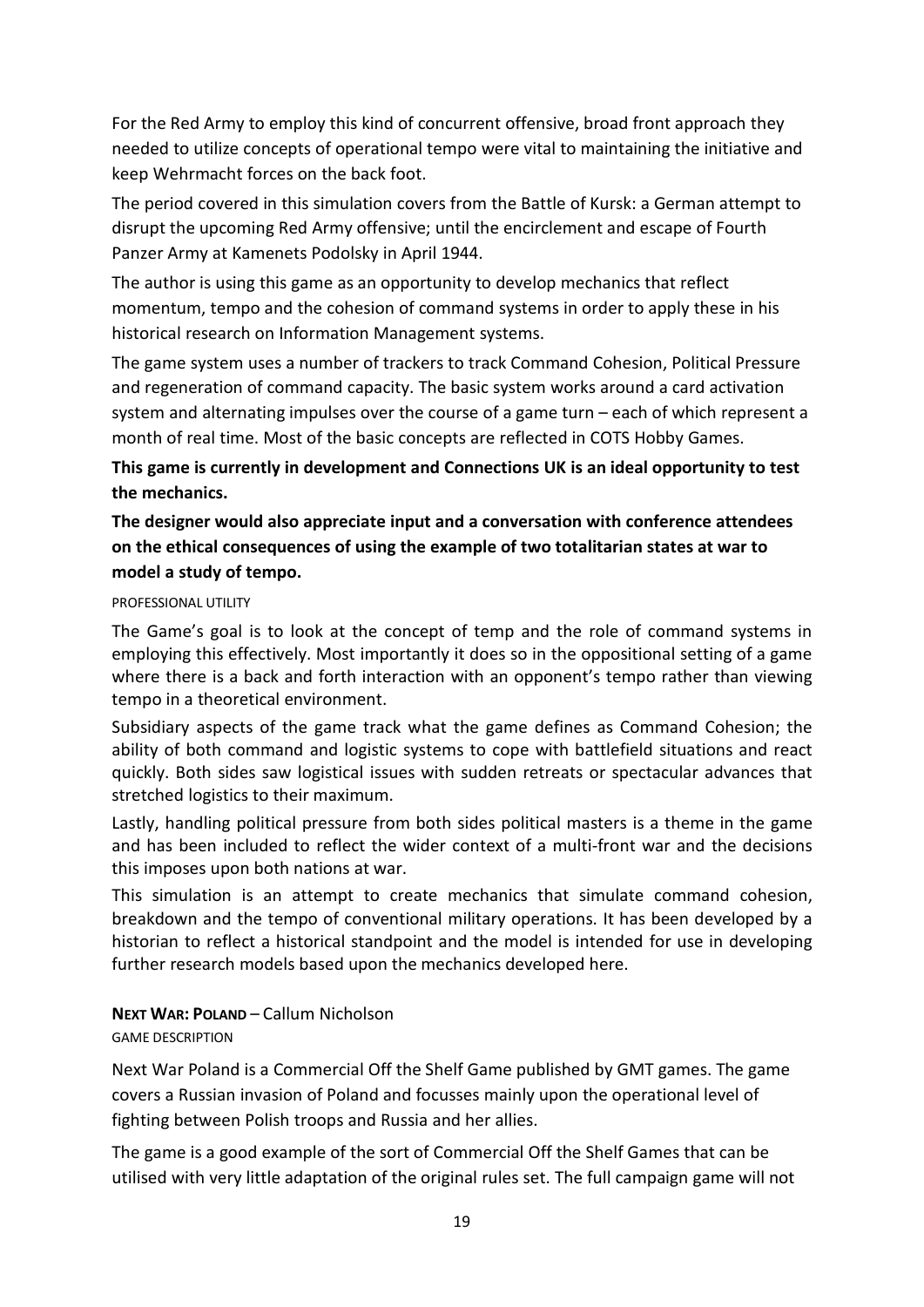For the Red Army to employ this kind of concurrent offensive, broad front approach they needed to utilize concepts of operational tempo were vital to maintaining the initiative and keep Wehrmacht forces on the back foot.

The period covered in this simulation covers from the Battle of Kursk: a German attempt to disrupt the upcoming Red Army offensive; until the encirclement and escape of Fourth Panzer Army at Kamenets Podolsky in April 1944.

The author is using this game as an opportunity to develop mechanics that reflect momentum, tempo and the cohesion of command systems in order to apply these in his historical research on Information Management systems.

The game system uses a number of trackers to track Command Cohesion, Political Pressure and regeneration of command capacity. The basic system works around a card activation system and alternating impulses over the course of a game turn – each of which represent a month of real time. Most of the basic concepts are reflected in COTS Hobby Games.

**This game is currently in development and Connections UK is an ideal opportunity to test the mechanics.**

**The designer would also appreciate input and a conversation with conference attendees on the ethical consequences of using the example of two totalitarian states at war to model a study of tempo.**

PROFESSIONAL UTILITY

The Game's goal is to look at the concept of temp and the role of command systems in employing this effectively. Most importantly it does so in the oppositional setting of a game where there is a back and forth interaction with an opponent's tempo rather than viewing tempo in a theoretical environment.

Subsidiary aspects of the game track what the game defines as Command Cohesion; the ability of both command and logistic systems to cope with battlefield situations and react quickly. Both sides saw logistical issues with sudden retreats or spectacular advances that stretched logistics to their maximum.

Lastly, handling political pressure from both sides political masters is a theme in the game and has been included to reflect the wider context of a multi-front war and the decisions this imposes upon both nations at war.

This simulation is an attempt to create mechanics that simulate command cohesion, breakdown and the tempo of conventional military operations. It has been developed by a historian to reflect a historical standpoint and the model is intended for use in developing further research models based upon the mechanics developed here.

**NEXT WAR: POLAND** – Callum Nicholson

GAME DESCRIPTION

Next War Poland is a Commercial Off the Shelf Game published by GMT games. The game covers a Russian invasion of Poland and focusses mainly upon the operational level of fighting between Polish troops and Russia and her allies.

The game is a good example of the sort of Commercial Off the Shelf Games that can be utilised with very little adaptation of the original rules set. The full campaign game will not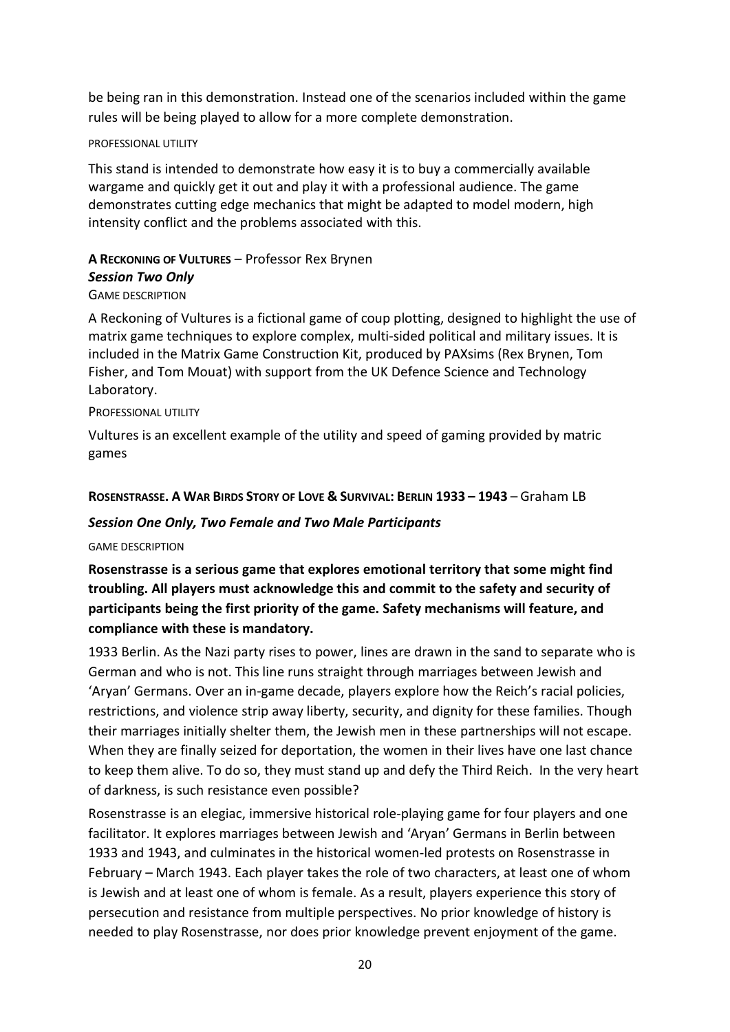be being ran in this demonstration. Instead one of the scenarios included within the game rules will be being played to allow for a more complete demonstration.

PROFESSIONAL UTILITY

This stand is intended to demonstrate how easy it is to buy a commercially available wargame and quickly get it out and play it with a professional audience. The game demonstrates cutting edge mechanics that might be adapted to model modern, high intensity conflict and the problems associated with this.

**A RECKONING OF VULTURES** – Professor Rex Brynen

***Session Two Only***

GAME DESCRIPTION

A Reckoning of Vultures is a fictional game of coup plotting, designed to highlight the use of matrix game techniques to explore complex, multi-sided political and military issues. It is included in the Matrix Game Construction Kit, produced by PAXsims (Rex Brynen, Tom Fisher, and Tom Mouat) with support from the UK Defence Science and Technology Laboratory.

PROFESSIONAL UTILITY

Vultures is an excellent example of the utility and speed of gaming provided by matric games

**ROSENSTRASSE. A WAR BIRDS STORY OF LOVE & SURVIVAL: BERLIN 1933 – 1943** – Graham LB

***Session One Only, Two Female and Two Male Participants***

GAME DESCRIPTION

**Rosenstrasse is a serious game that explores emotional territory that some might find troubling. All players must acknowledge this and commit to the safety and security of participants being the first priority of the game. Safety mechanisms will feature, and compliance with these is mandatory.**

1933 Berlin. As the Nazi party rises to power, lines are drawn in the sand to separate who is German and who is not. This line runs straight through marriages between Jewish and 'Aryan' Germans. Over an in-game decade, players explore how the Reich's racial policies, restrictions, and violence strip away liberty, security, and dignity for these families. Though their marriages initially shelter them, the Jewish men in these partnerships will not escape. When they are finally seized for deportation, the women in their lives have one last chance to keep them alive. To do so, they must stand up and defy the Third Reich. In the very heart of darkness, is such resistance even possible?

Rosenstrasse is an elegiac, immersive historical role-playing game for four players and one facilitator. It explores marriages between Jewish and 'Aryan' Germans in Berlin between 1933 and 1943, and culminates in the historical women-led protests on Rosenstrasse in February – March 1943. Each player takes the role of two characters, at least one of whom is Jewish and at least one of whom is female. As a result, players experience this story of persecution and resistance from multiple perspectives. No prior knowledge of history is needed to play Rosenstrasse, nor does prior knowledge prevent enjoyment of the game.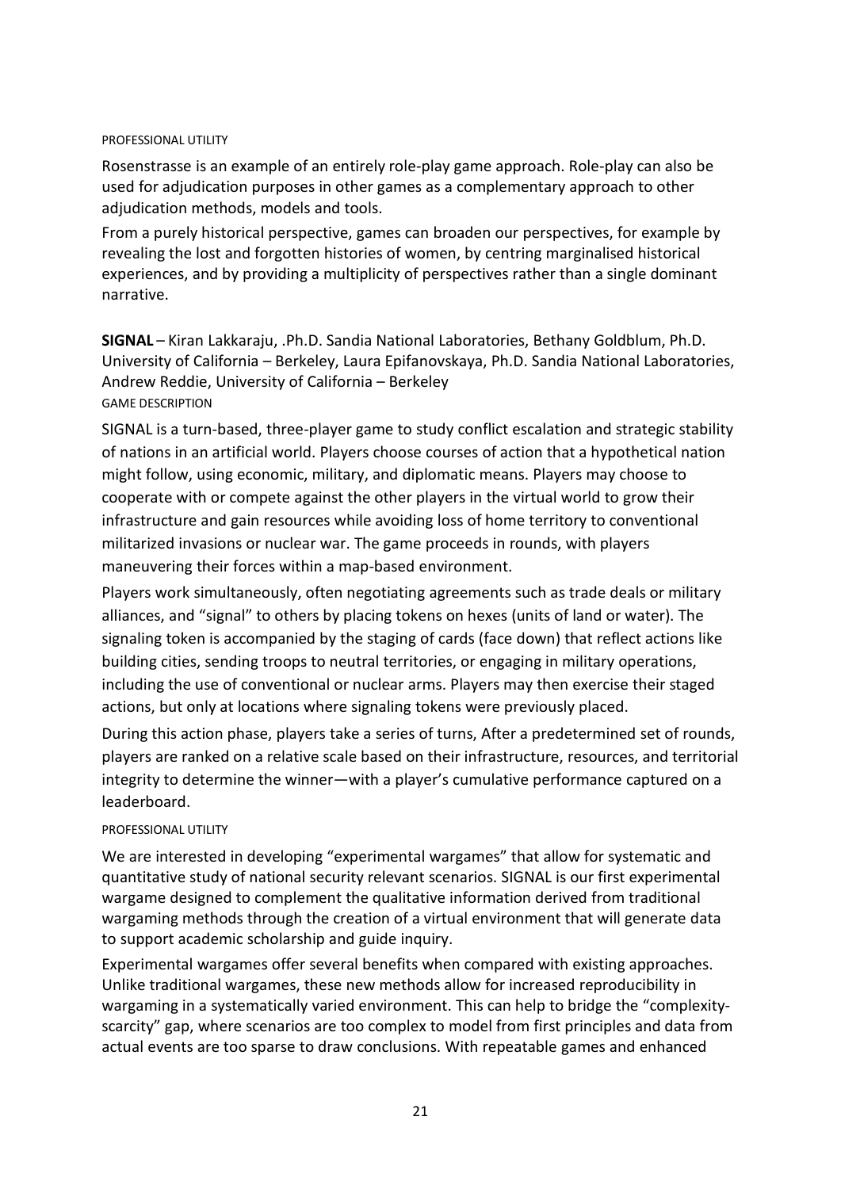PROFESSIONAL UTILITY

Rosenstrasse is an example of an entirely role-play game approach. Role-play can also be used for adjudication purposes in other games as a complementary approach to other adjudication methods, models and tools.

From a purely historical perspective, games can broaden our perspectives, for example by revealing the lost and forgotten histories of women, by centring marginalised historical experiences, and by providing a multiplicity of perspectives rather than a single dominant narrative.

**SIGNAL** – Kiran Lakkaraju, .Ph.D. Sandia National Laboratories, Bethany Goldblum, Ph.D. University of California – Berkeley, Laura Epifanovskaya, Ph.D. Sandia National Laboratories, Andrew Reddie, University of California – Berkeley

GAME DESCRIPTION

SIGNAL is a turn-based, three-player game to study conflict escalation and strategic stability of nations in an artificial world. Players choose courses of action that a hypothetical nation might follow, using economic, military, and diplomatic means. Players may choose to cooperate with or compete against the other players in the virtual world to grow their infrastructure and gain resources while avoiding loss of home territory to conventional militarized invasions or nuclear war. The game proceeds in rounds, with players maneuvering their forces within a map-based environment.

Players work simultaneously, often negotiating agreements such as trade deals or military alliances, and "signal" to others by placing tokens on hexes (units of land or water). The signaling token is accompanied by the staging of cards (face down) that reflect actions like building cities, sending troops to neutral territories, or engaging in military operations, including the use of conventional or nuclear arms. Players may then exercise their staged actions, but only at locations where signaling tokens were previously placed.

During this action phase, players take a series of turns, After a predetermined set of rounds, players are ranked on a relative scale based on their infrastructure, resources, and territorial integrity to determine the winner—with a player's cumulative performance captured on a leaderboard.

PROFESSIONAL UTILITY

We are interested in developing "experimental wargames" that allow for systematic and quantitative study of national security relevant scenarios. SIGNAL is our first experimental wargame designed to complement the qualitative information derived from traditional wargaming methods through the creation of a virtual environment that will generate data to support academic scholarship and guide inquiry.

Experimental wargames offer several benefits when compared with existing approaches. Unlike traditional wargames, these new methods allow for increased reproducibility in wargaming in a systematically varied environment. This can help to bridge the "complexity-scarcity" gap, where scenarios are too complex to model from first principles and data from actual events are too sparse to draw conclusions. With repeatable games and enhanced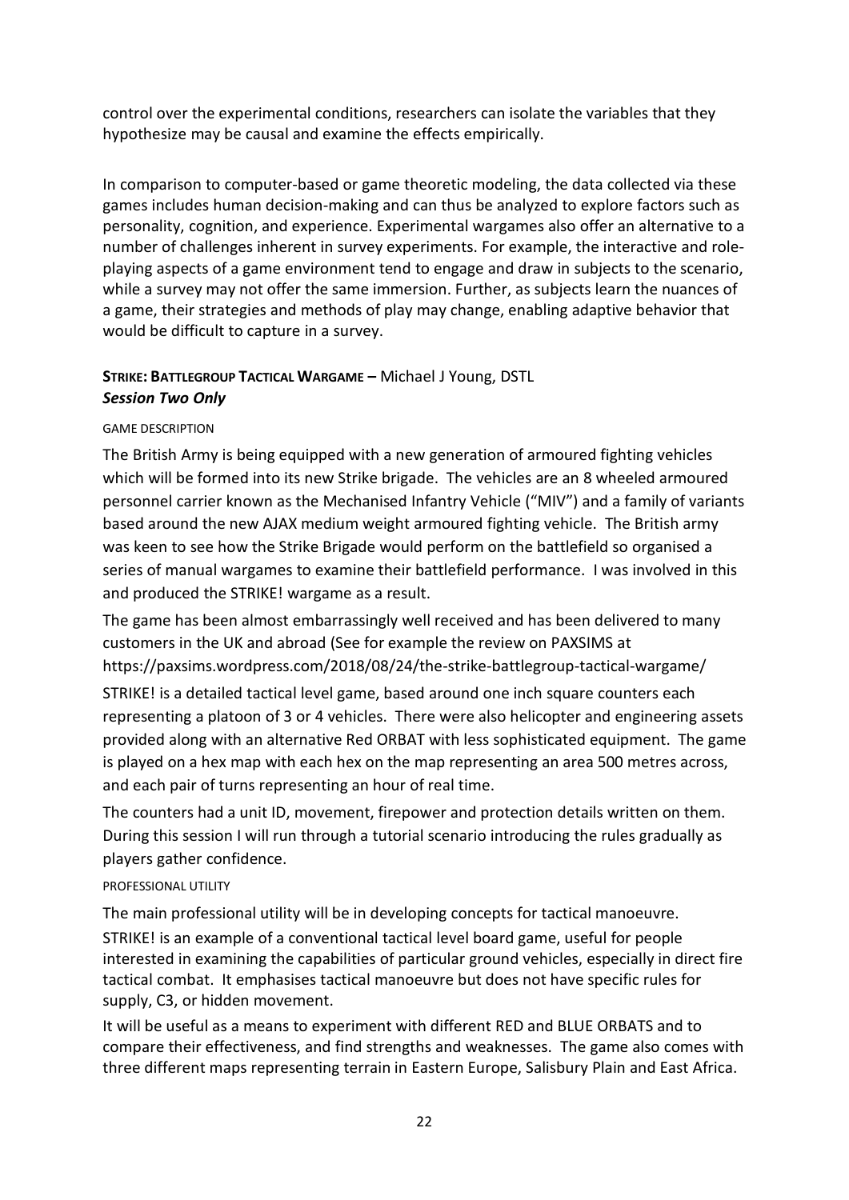control over the experimental conditions, researchers can isolate the variables that they hypothesize may be causal and examine the effects empirically.

In comparison to computer-based or game theoretic modeling, the data collected via these games includes human decision-making and can thus be analyzed to explore factors such as personality, cognition, and experience. Experimental wargames also offer an alternative to a number of challenges inherent in survey experiments. For example, the interactive and role-playing aspects of a game environment tend to engage and draw in subjects to the scenario, while a survey may not offer the same immersion. Further, as subjects learn the nuances of a game, their strategies and methods of play may change, enabling adaptive behavior that would be difficult to capture in a survey.

### **STRIKE: BATTLEGROUP TACTICAL WARGAME –** Michael J Young, DSTL

***Session Two Only***

#### GAME DESCRIPTION

The British Army is being equipped with a new generation of armoured fighting vehicles which will be formed into its new Strike brigade. The vehicles are an 8 wheeled armoured personnel carrier known as the Mechanised Infantry Vehicle ("MIV") and a family of variants based around the new AJAX medium weight armoured fighting vehicle. The British army was keen to see how the Strike Brigade would perform on the battlefield so organised a series of manual wargames to examine their battlefield performance. I was involved in this and produced the STRIKE! wargame as a result.

The game has been almost embarrassingly well received and has been delivered to many customers in the UK and abroad (See for example the review on PAXSIMS at https://paxsims.wordpress.com/2018/08/24/the-strike-battlegroup-tactical-wargame/

STRIKE! is a detailed tactical level game, based around one inch square counters each representing a platoon of 3 or 4 vehicles. There were also helicopter and engineering assets provided along with an alternative Red ORBAT with less sophisticated equipment. The game is played on a hex map with each hex on the map representing an area 500 metres across, and each pair of turns representing an hour of real time.

The counters had a unit ID, movement, firepower and protection details written on them. During this session I will run through a tutorial scenario introducing the rules gradually as players gather confidence.

#### PROFESSIONAL UTILITY

The main professional utility will be in developing concepts for tactical manoeuvre.

STRIKE! is an example of a conventional tactical level board game, useful for people interested in examining the capabilities of particular ground vehicles, especially in direct fire tactical combat. It emphasises tactical manoeuvre but does not have specific rules for supply, C3, or hidden movement.

It will be useful as a means to experiment with different RED and BLUE ORBATS and to compare their effectiveness, and find strengths and weaknesses. The game also comes with three different maps representing terrain in Eastern Europe, Salisbury Plain and East Africa.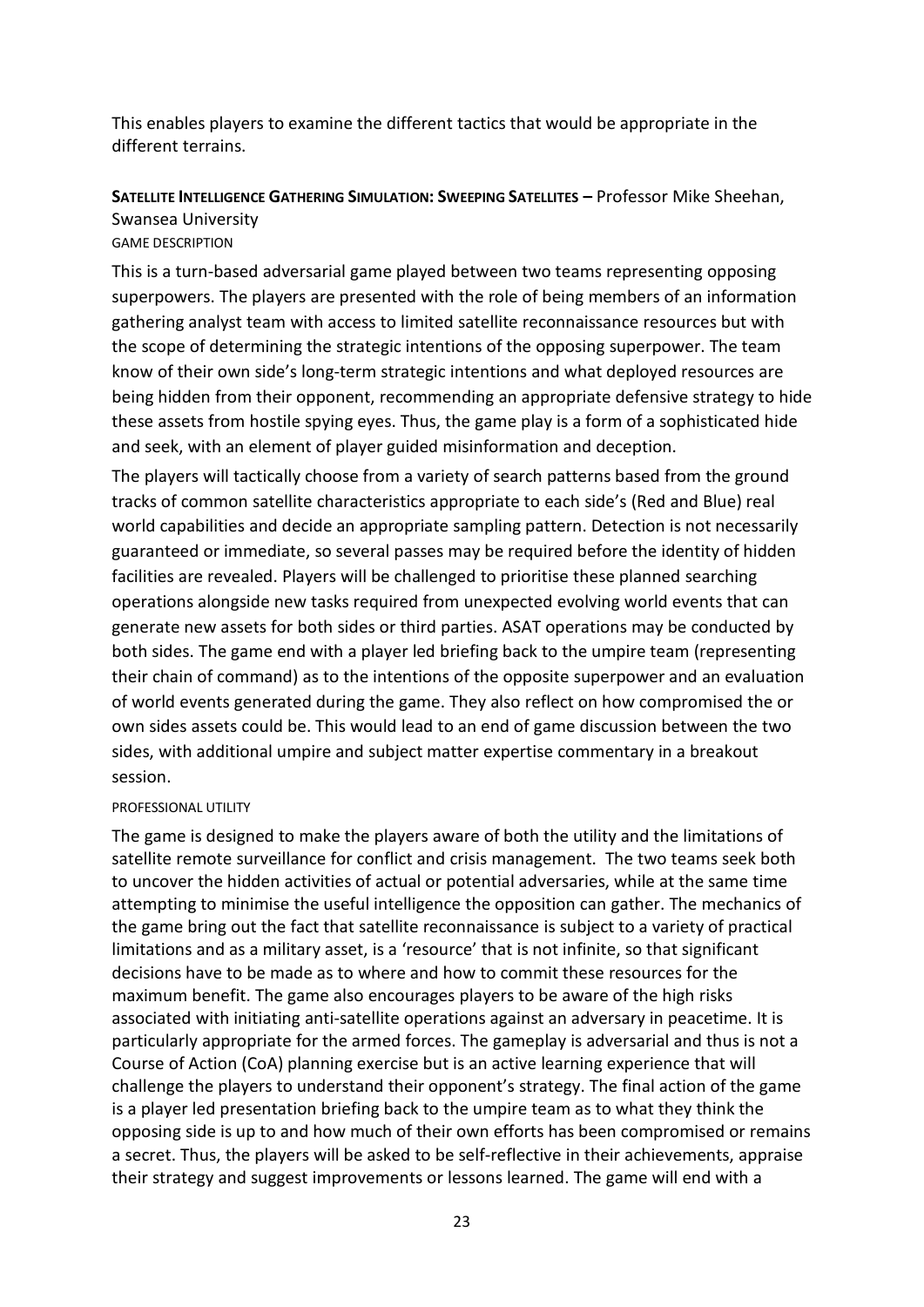This enables players to examine the different tactics that would be appropriate in the different terrains.

### **SATELLITE INTELLIGENCE GATHERING SIMULATION: SWEEPING SATELLITES –** Professor Mike Sheehan, Swansea University

#### GAME DESCRIPTION

This is a turn-based adversarial game played between two teams representing opposing superpowers. The players are presented with the role of being members of an information gathering analyst team with access to limited satellite reconnaissance resources but with the scope of determining the strategic intentions of the opposing superpower. The team know of their own side's long-term strategic intentions and what deployed resources are being hidden from their opponent, recommending an appropriate defensive strategy to hide these assets from hostile spying eyes. Thus, the game play is a form of a sophisticated hide and seek, with an element of player guided misinformation and deception.

The players will tactically choose from a variety of search patterns based from the ground tracks of common satellite characteristics appropriate to each side's (Red and Blue) real world capabilities and decide an appropriate sampling pattern. Detection is not necessarily guaranteed or immediate, so several passes may be required before the identity of hidden facilities are revealed. Players will be challenged to prioritise these planned searching operations alongside new tasks required from unexpected evolving world events that can generate new assets for both sides or third parties. ASAT operations may be conducted by both sides. The game end with a player led briefing back to the umpire team (representing their chain of command) as to the intentions of the opposite superpower and an evaluation of world events generated during the game. They also reflect on how compromised the or own sides assets could be. This would lead to an end of game discussion between the two sides, with additional umpire and subject matter expertise commentary in a breakout session.

#### PROFESSIONAL UTILITY

The game is designed to make the players aware of both the utility and the limitations of satellite remote surveillance for conflict and crisis management. The two teams seek both to uncover the hidden activities of actual or potential adversaries, while at the same time attempting to minimise the useful intelligence the opposition can gather. The mechanics of the game bring out the fact that satellite reconnaissance is subject to a variety of practical limitations and as a military asset, is a 'resource' that is not infinite, so that significant decisions have to be made as to where and how to commit these resources for the maximum benefit. The game also encourages players to be aware of the high risks associated with initiating anti-satellite operations against an adversary in peacetime. It is particularly appropriate for the armed forces. The gameplay is adversarial and thus is not a Course of Action (CoA) planning exercise but is an active learning experience that will challenge the players to understand their opponent's strategy. The final action of the game is a player led presentation briefing back to the umpire team as to what they think the opposing side is up to and how much of their own efforts has been compromised or remains a secret. Thus, the players will be asked to be self-reflective in their achievements, appraise their strategy and suggest improvements or lessons learned. The game will end with a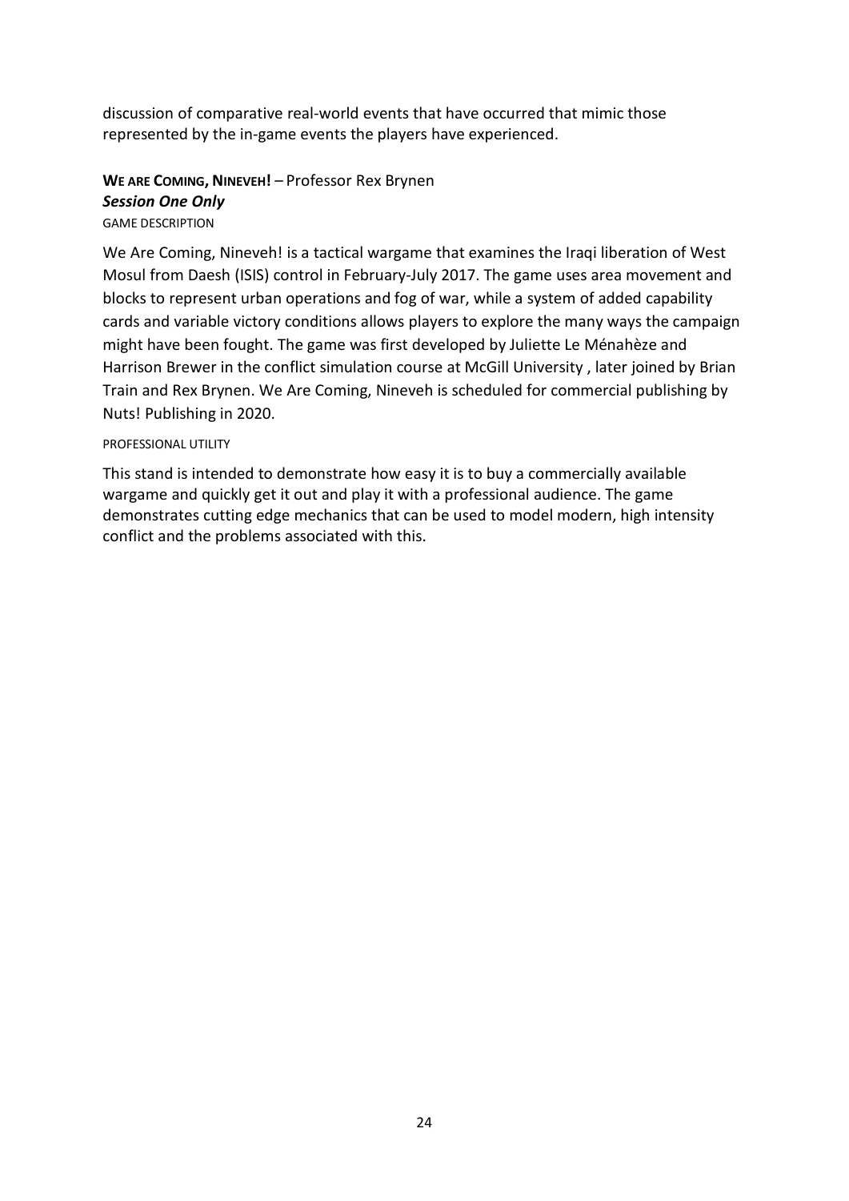discussion of comparative real-world events that have occurred that mimic those represented by the in-game events the players have experienced.

**WE ARE COMING, NINEVEH!** – Professor Rex Brynen

***Session One Only***

GAME DESCRIPTION

We Are Coming, Nineveh! is a tactical wargame that examines the Iraqi liberation of West Mosul from Daesh (ISIS) control in February-July 2017. The game uses area movement and blocks to represent urban operations and fog of war, while a system of added capability cards and variable victory conditions allows players to explore the many ways the campaign might have been fought. The game was first developed by Juliette Le Ménahèze and Harrison Brewer in the conflict simulation course at McGill University , later joined by Brian Train and Rex Brynen. We Are Coming, Nineveh is scheduled for commercial publishing by Nuts! Publishing in 2020.

PROFESSIONAL UTILITY

This stand is intended to demonstrate how easy it is to buy a commercially available wargame and quickly get it out and play it with a professional audience. The game demonstrates cutting edge mechanics that can be used to model modern, high intensity conflict and the problems associated with this.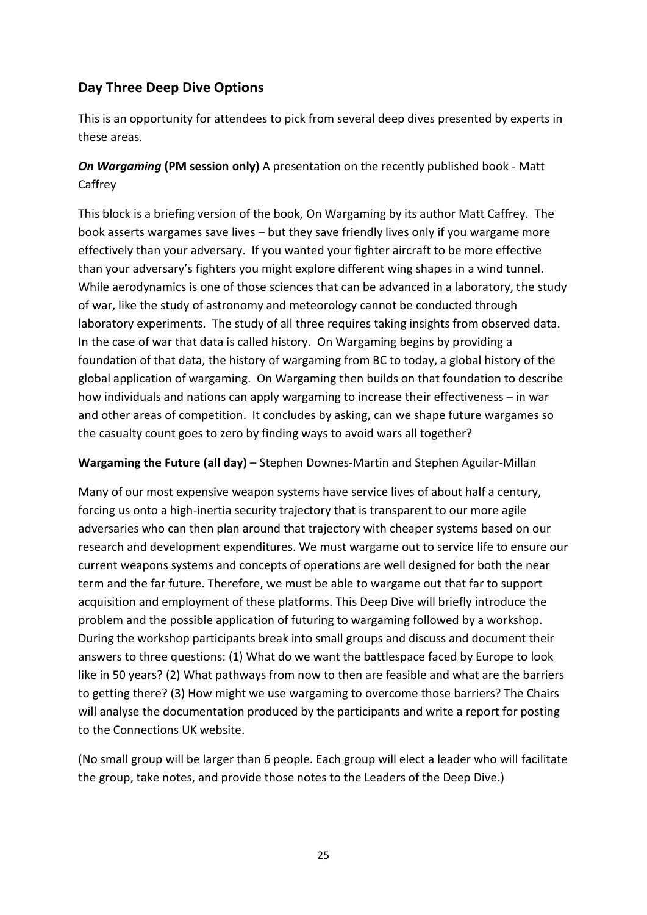## Day Three Deep Dive Options

This is an opportunity for attendees to pick from several deep dives presented by experts in these areas.

***On Wargaming*** **(PM session only)** A presentation on the recently published book - Matt Caffrey

This block is a briefing version of the book, On Wargaming by its author Matt Caffrey. The book asserts wargames save lives – but they save friendly lives only if you wargame more effectively than your adversary. If you wanted your fighter aircraft to be more effective than your adversary's fighters you might explore different wing shapes in a wind tunnel. While aerodynamics is one of those sciences that can be advanced in a laboratory, the study of war, like the study of astronomy and meteorology cannot be conducted through laboratory experiments. The study of all three requires taking insights from observed data. In the case of war that data is called history. On Wargaming begins by providing a foundation of that data, the history of wargaming from BC to today, a global history of the global application of wargaming. On Wargaming then builds on that foundation to describe how individuals and nations can apply wargaming to increase their effectiveness – in war and other areas of competition. It concludes by asking, can we shape future wargames so the casualty count goes to zero by finding ways to avoid wars all together?

**Wargaming the Future (all day)** – Stephen Downes-Martin and Stephen Aguilar-Millan

Many of our most expensive weapon systems have service lives of about half a century, forcing us onto a high-inertia security trajectory that is transparent to our more agile adversaries who can then plan around that trajectory with cheaper systems based on our research and development expenditures. We must wargame out to service life to ensure our current weapons systems and concepts of operations are well designed for both the near term and the far future. Therefore, we must be able to wargame out that far to support acquisition and employment of these platforms. This Deep Dive will briefly introduce the problem and the possible application of futuring to wargaming followed by a workshop. During the workshop participants break into small groups and discuss and document their answers to three questions: (1) What do we want the battlespace faced by Europe to look like in 50 years? (2) What pathways from now to then are feasible and what are the barriers to getting there? (3) How might we use wargaming to overcome those barriers? The Chairs will analyse the documentation produced by the participants and write a report for posting to the Connections UK website.

(No small group will be larger than 6 people. Each group will elect a leader who will facilitate the group, take notes, and provide those notes to the Leaders of the Deep Dive.)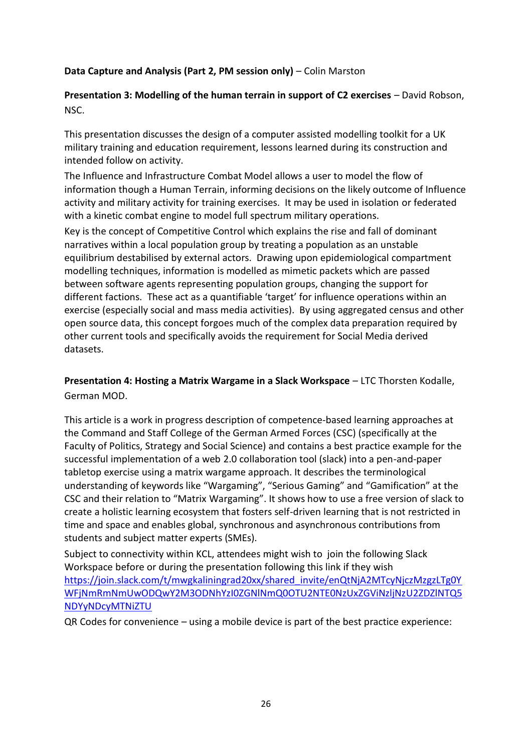**Data Capture and Analysis (Part 2, PM session only)** – Colin Marston

**Presentation 3: Modelling of the human terrain in support of C2 exercises** – David Robson, NSC.

This presentation discusses the design of a computer assisted modelling toolkit for a UK military training and education requirement, lessons learned during its construction and intended follow on activity.

The Influence and Infrastructure Combat Model allows a user to model the flow of information though a Human Terrain, informing decisions on the likely outcome of Influence activity and military activity for training exercises. It may be used in isolation or federated with a kinetic combat engine to model full spectrum military operations.

Key is the concept of Competitive Control which explains the rise and fall of dominant narratives within a local population group by treating a population as an unstable equilibrium destabilised by external actors. Drawing upon epidemiological compartment modelling techniques, information is modelled as mimetic packets which are passed between software agents representing population groups, changing the support for different factions. These act as a quantifiable 'target' for influence operations within an exercise (especially social and mass media activities). By using aggregated census and other open source data, this concept forgoes much of the complex data preparation required by other current tools and specifically avoids the requirement for Social Media derived datasets.

**Presentation 4: Hosting a Matrix Wargame in a Slack Workspace** – LTC Thorsten Kodalle, German MOD.

This article is a work in progress description of competence-based learning approaches at the Command and Staff College of the German Armed Forces (CSC) (specifically at the Faculty of Politics, Strategy and Social Science) and contains a best practice example for the successful implementation of a web 2.0 collaboration tool (slack) into a pen-and-paper tabletop exercise using a matrix wargame approach. It describes the terminological understanding of keywords like "Wargaming", "Serious Gaming" and "Gamification" at the CSC and their relation to "Matrix Wargaming". It shows how to use a free version of slack to create a holistic learning ecosystem that fosters self-driven learning that is not restricted in time and space and enables global, synchronous and asynchronous contributions from students and subject matter experts (SMEs).

Subject to connectivity within KCL, attendees might wish to join the following Slack Workspace before or during the presentation following this link if they wish
https://join.slack.com/t/mwgkaliningrad20xx/shared_invite/enQtNjA2MTcyNjczMzgzLTg0YWFjNmRmNmUwODQwY2M3ODNhYzI0ZGNlNmQ0OTU2NTE0NzUxZGViNzljNzU2ZDZlNTQ5NDYyNDcyMTNiZTU

QR Codes for convenience – using a mobile device is part of the best practice experience: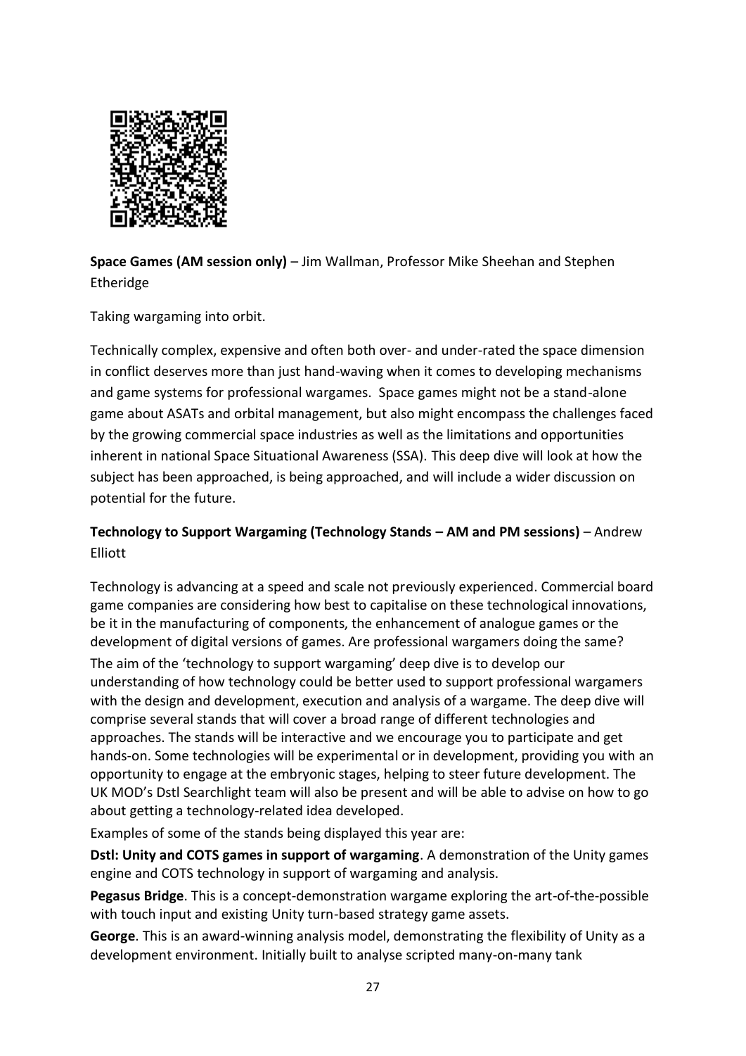**Space Games (AM session only)** – Jim Wallman, Professor Mike Sheehan and Stephen Etheridge

Taking wargaming into orbit.

Technically complex, expensive and often both over- and under-rated the space dimension in conflict deserves more than just hand-waving when it comes to developing mechanisms and game systems for professional wargames. Space games might not be a stand-alone game about ASATs and orbital management, but also might encompass the challenges faced by the growing commercial space industries as well as the limitations and opportunities inherent in national Space Situational Awareness (SSA). This deep dive will look at how the subject has been approached, is being approached, and will include a wider discussion on potential for the future.

**Technology to Support Wargaming (Technology Stands – AM and PM sessions)** – Andrew Elliott

Technology is advancing at a speed and scale not previously experienced. Commercial board game companies are considering how best to capitalise on these technological innovations, be it in the manufacturing of components, the enhancement of analogue games or the development of digital versions of games. Are professional wargamers doing the same?

The aim of the 'technology to support wargaming' deep dive is to develop our understanding of how technology could be better used to support professional wargamers with the design and development, execution and analysis of a wargame. The deep dive will comprise several stands that will cover a broad range of different technologies and approaches. The stands will be interactive and we encourage you to participate and get hands-on. Some technologies will be experimental or in development, providing you with an opportunity to engage at the embryonic stages, helping to steer future development. The UK MOD's Dstl Searchlight team will also be present and will be able to advise on how to go about getting a technology-related idea developed.

Examples of some of the stands being displayed this year are:

**Dstl: Unity and COTS games in support of wargaming**. A demonstration of the Unity games engine and COTS technology in support of wargaming and analysis.

**Pegasus Bridge**. This is a concept-demonstration wargame exploring the art-of-the-possible with touch input and existing Unity turn-based strategy game assets.

**George**. This is an award-winning analysis model, demonstrating the flexibility of Unity as a development environment. Initially built to analyse scripted many-on-many tank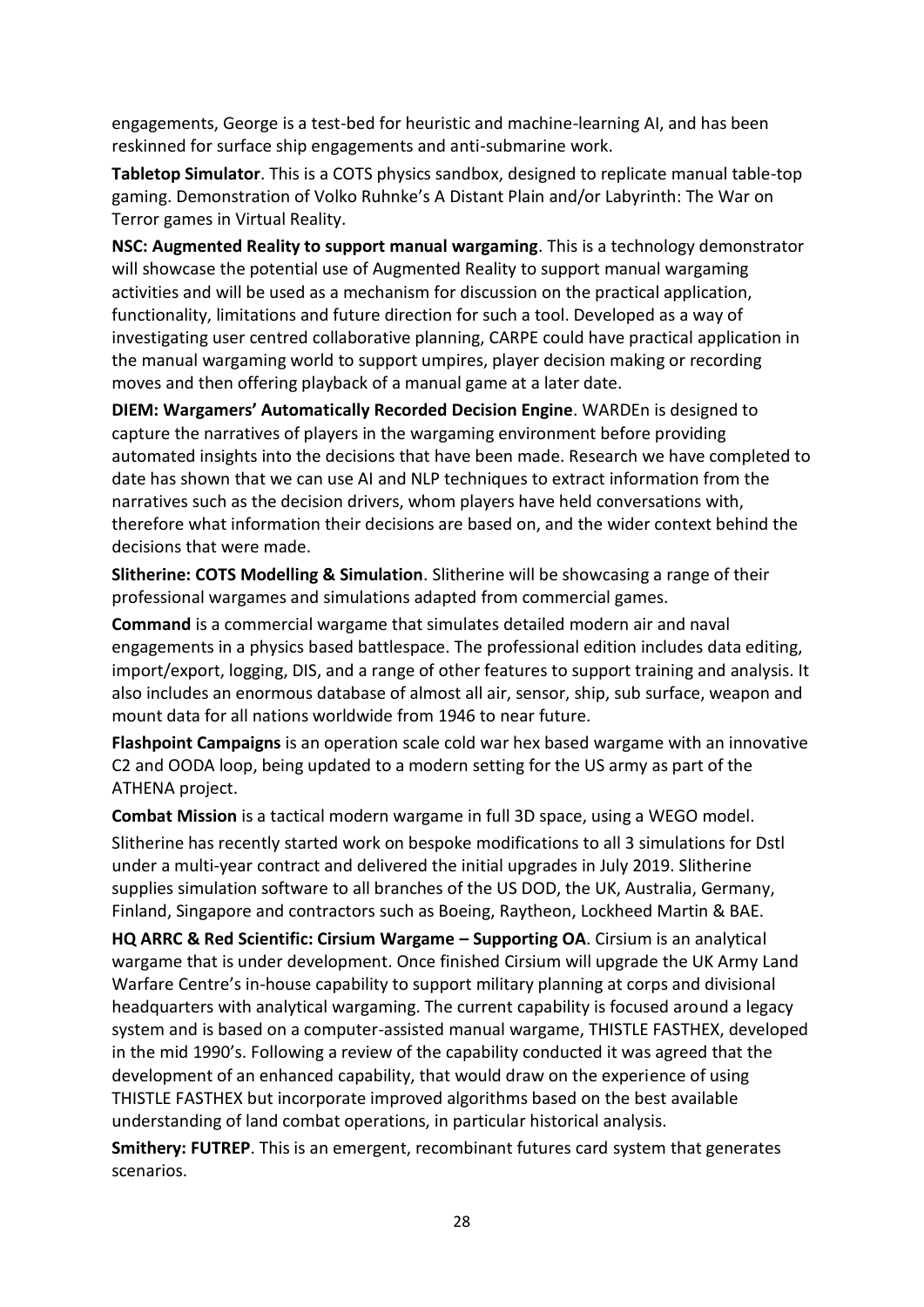engagements, George is a test-bed for heuristic and machine-learning AI, and has been reskinned for surface ship engagements and anti-submarine work.

**Tabletop Simulator**. This is a COTS physics sandbox, designed to replicate manual table-top gaming. Demonstration of Volko Ruhnke's A Distant Plain and/or Labyrinth: The War on Terror games in Virtual Reality.

**NSC: Augmented Reality to support manual wargaming**. This is a technology demonstrator will showcase the potential use of Augmented Reality to support manual wargaming activities and will be used as a mechanism for discussion on the practical application, functionality, limitations and future direction for such a tool. Developed as a way of investigating user centred collaborative planning, CARPE could have practical application in the manual wargaming world to support umpires, player decision making or recording moves and then offering playback of a manual game at a later date.

**DIEM: Wargamers' Automatically Recorded Decision Engine**. WARDEn is designed to capture the narratives of players in the wargaming environment before providing automated insights into the decisions that have been made. Research we have completed to date has shown that we can use AI and NLP techniques to extract information from the narratives such as the decision drivers, whom players have held conversations with, therefore what information their decisions are based on, and the wider context behind the decisions that were made.

**Slitherine: COTS Modelling & Simulation**. Slitherine will be showcasing a range of their professional wargames and simulations adapted from commercial games.

**Command** is a commercial wargame that simulates detailed modern air and naval engagements in a physics based battlespace. The professional edition includes data editing, import/export, logging, DIS, and a range of other features to support training and analysis. It also includes an enormous database of almost all air, sensor, ship, sub surface, weapon and mount data for all nations worldwide from 1946 to near future.

**Flashpoint Campaigns** is an operation scale cold war hex based wargame with an innovative C2 and OODA loop, being updated to a modern setting for the US army as part of the ATHENA project.

**Combat Mission** is a tactical modern wargame in full 3D space, using a WEGO model.

Slitherine has recently started work on bespoke modifications to all 3 simulations for Dstl under a multi-year contract and delivered the initial upgrades in July 2019. Slitherine supplies simulation software to all branches of the US DOD, the UK, Australia, Germany, Finland, Singapore and contractors such as Boeing, Raytheon, Lockheed Martin & BAE.

**HQ ARRC & Red Scientific: Cirsium Wargame – Supporting OA**. Cirsium is an analytical wargame that is under development. Once finished Cirsium will upgrade the UK Army Land Warfare Centre's in-house capability to support military planning at corps and divisional headquarters with analytical wargaming. The current capability is focused around a legacy system and is based on a computer-assisted manual wargame, THISTLE FASTHEX, developed in the mid 1990's. Following a review of the capability conducted it was agreed that the development of an enhanced capability, that would draw on the experience of using THISTLE FASTHEX but incorporate improved algorithms based on the best available understanding of land combat operations, in particular historical analysis.

**Smithery: FUTREP**. This is an emergent, recombinant futures card system that generates scenarios.